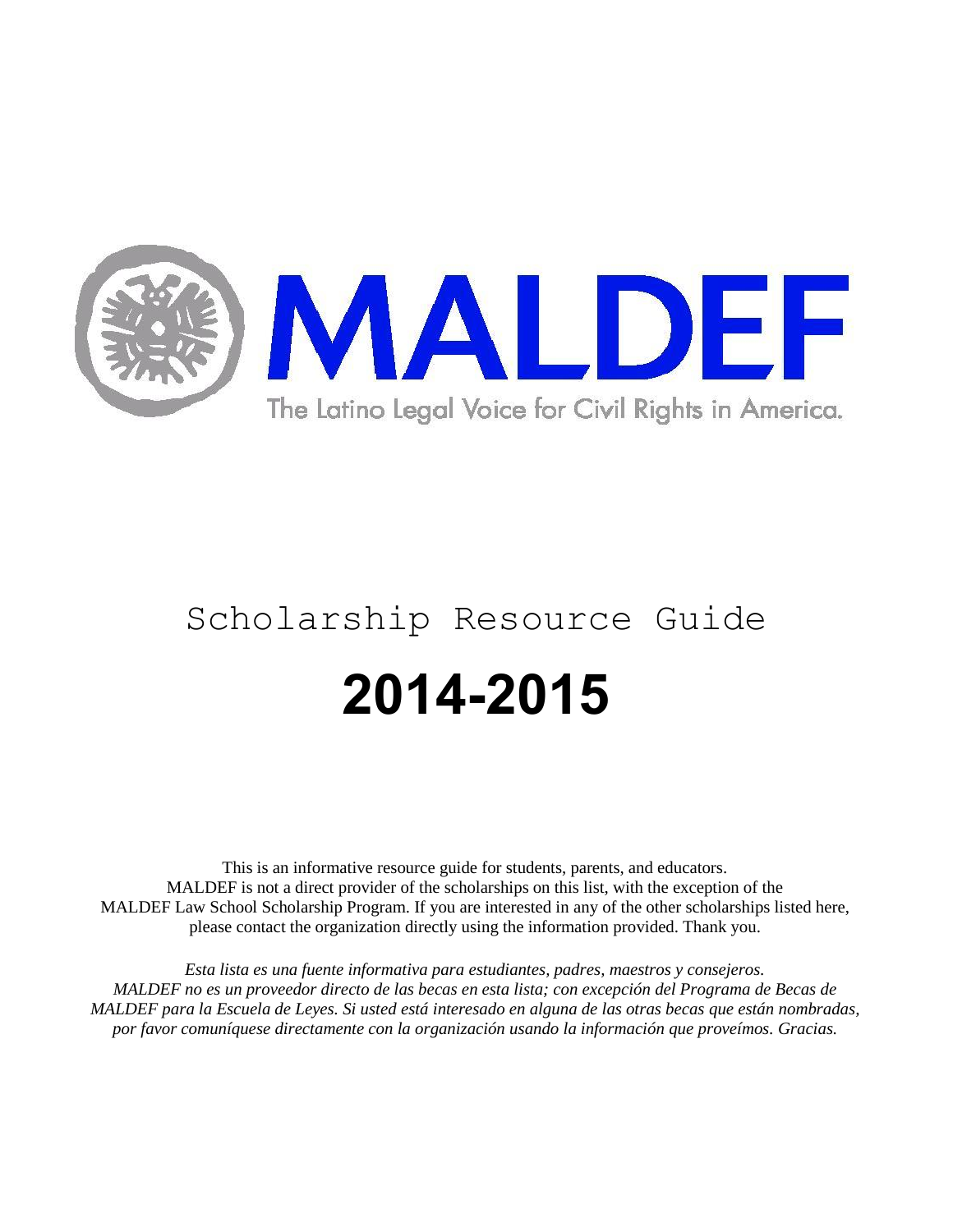MALDEF

The Latino Legal Voice for Civil Rights in America.

# Scholarship Resource Guide

# 2014-2015

This is an informative resource guide for students, parents, and educators. MALDEF is not a direct provider of the scholarships on this list, with the exception of the MALDEF Law School Scholarship Program. If you are interested in any of the other scholarships listed here, please contact the organization directly using the information provided. Thank you.

*Esta lista es una fuente informativa para estudiantes, padres, maestros y consejeros. MALDEF no es un proveedor directo de las becas en esta lista; con excepción del Programa de Becas de MALDEF para la Escuela de Leyes. Si usted está interesado en alguna de las otras becas que están nombradas, por favor comuníquese directamente con la organización usando la información que proveímos. Gracias.*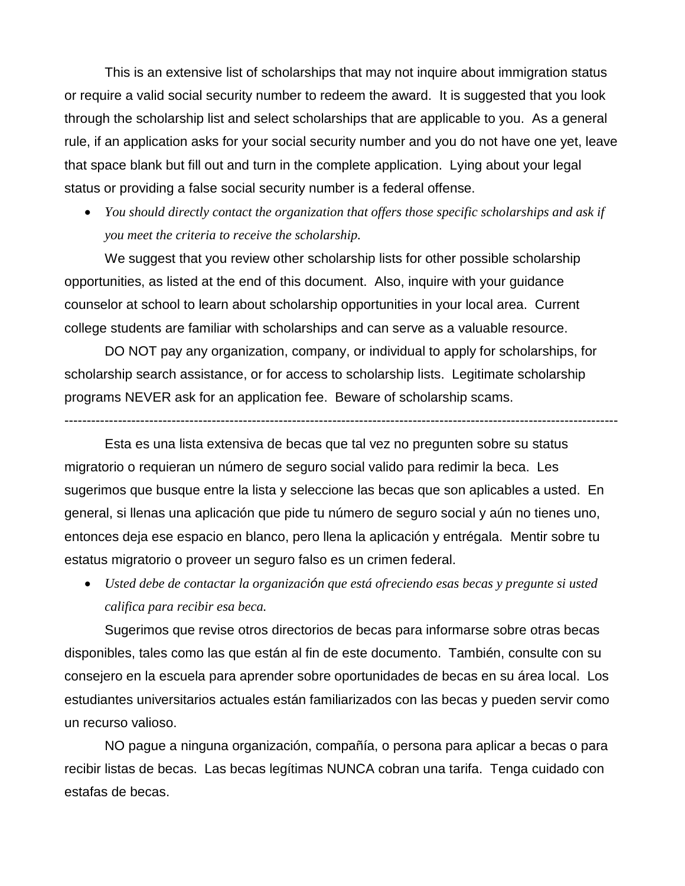This is an extensive list of scholarships that may not inquire about immigration status or require a valid social security number to redeem the award.  It is suggested that you look through the scholarship list and select scholarships that are applicable to you.  As a general rule, if an application asks for your social security number and you do not have one yet, leave that space blank but fill out and turn in the complete application.  Lying about your legal status or providing a false social security number is a federal offense.

- *You should directly contact the organization that offers those specific scholarships and ask if you meet the criteria to receive the scholarship.*

We suggest that you review other scholarship lists for other possible scholarship opportunities, as listed at the end of this document.  Also, inquire with your guidance counselor at school to learn about scholarship opportunities in your local area.  Current college students are familiar with scholarships and can serve as a valuable resource.

DO NOT pay any organization, company, or individual to apply for scholarships, for scholarship search assistance, or for access to scholarship lists.  Legitimate scholarship programs NEVER ask for an application fee.  Beware of scholarship scams.

---

Esta es una lista extensiva de becas que tal vez no pregunten sobre su status migratorio o requieran un número de seguro social valido para redimir la beca.  Les sugerimos que busque entre la lista y seleccione las becas que son aplicables a usted.  En general, si llenas una aplicación que pide tu número de seguro social y aún no tienes uno, entonces deja ese espacio en blanco, pero llena la aplicación y entrégala.  Mentir sobre tu estatus migratorio o proveer un seguro falso es un crimen federal.

- *Usted debe de contactar la organización que está ofreciendo esas becas y pregunte si usted califica para recibir esa beca.*

Sugerimos que revise otros directorios de becas para informarse sobre otras becas disponibles, tales como las que están al fin de este documento.  También, consulte con su consejero en la escuela para aprender sobre oportunidades de becas en su área local.  Los estudiantes universitarios actuales están familiarizados con las becas y pueden servir como un recurso valioso.

NO pague a ninguna organización, compañía, o persona para aplicar a becas o para recibir listas de becas.  Las becas legítimas NUNCA cobran una tarifa.  Tenga cuidado con estafas de becas.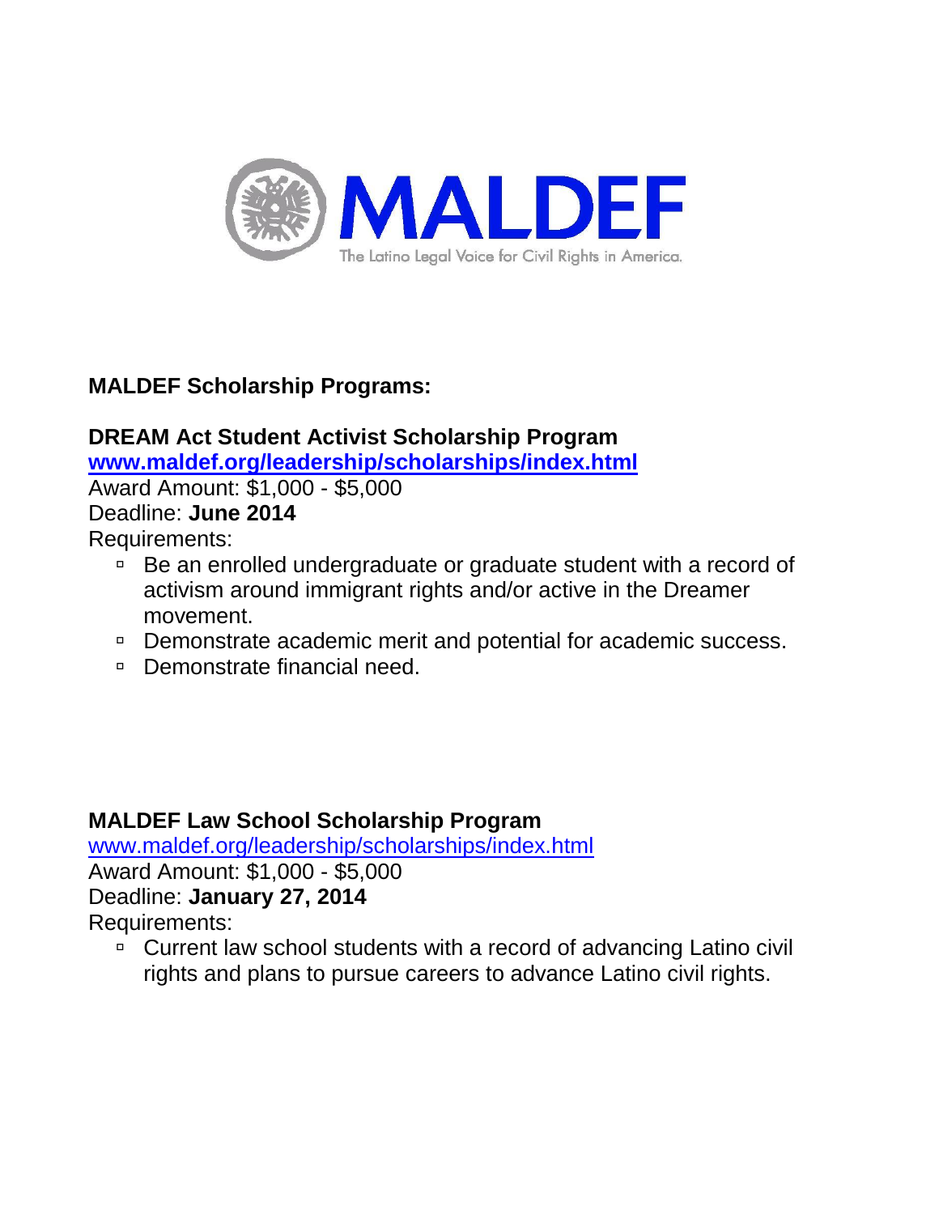MALDEF

The Latino Legal Voice for Civil Rights in America.

**MALDEF Scholarship Programs:**

**DREAM Act Student Activist Scholarship Program**

**www.maldef.org/leadership/scholarships/index.html**

Award Amount: $1,000 - $5,000

Deadline: **June 2014**

Requirements:

- Be an enrolled undergraduate or graduate student with a record of activism around immigrant rights and/or active in the Dreamer movement.
- Demonstrate academic merit and potential for academic success.
- Demonstrate financial need.

**MALDEF Law School Scholarship Program**

www.maldef.org/leadership/scholarships/index.html

Award Amount: $1,000 - $5,000

Deadline: **January 27, 2014**

Requirements:

- Current law school students with a record of advancing Latino civil rights and plans to pursue careers to advance Latino civil rights.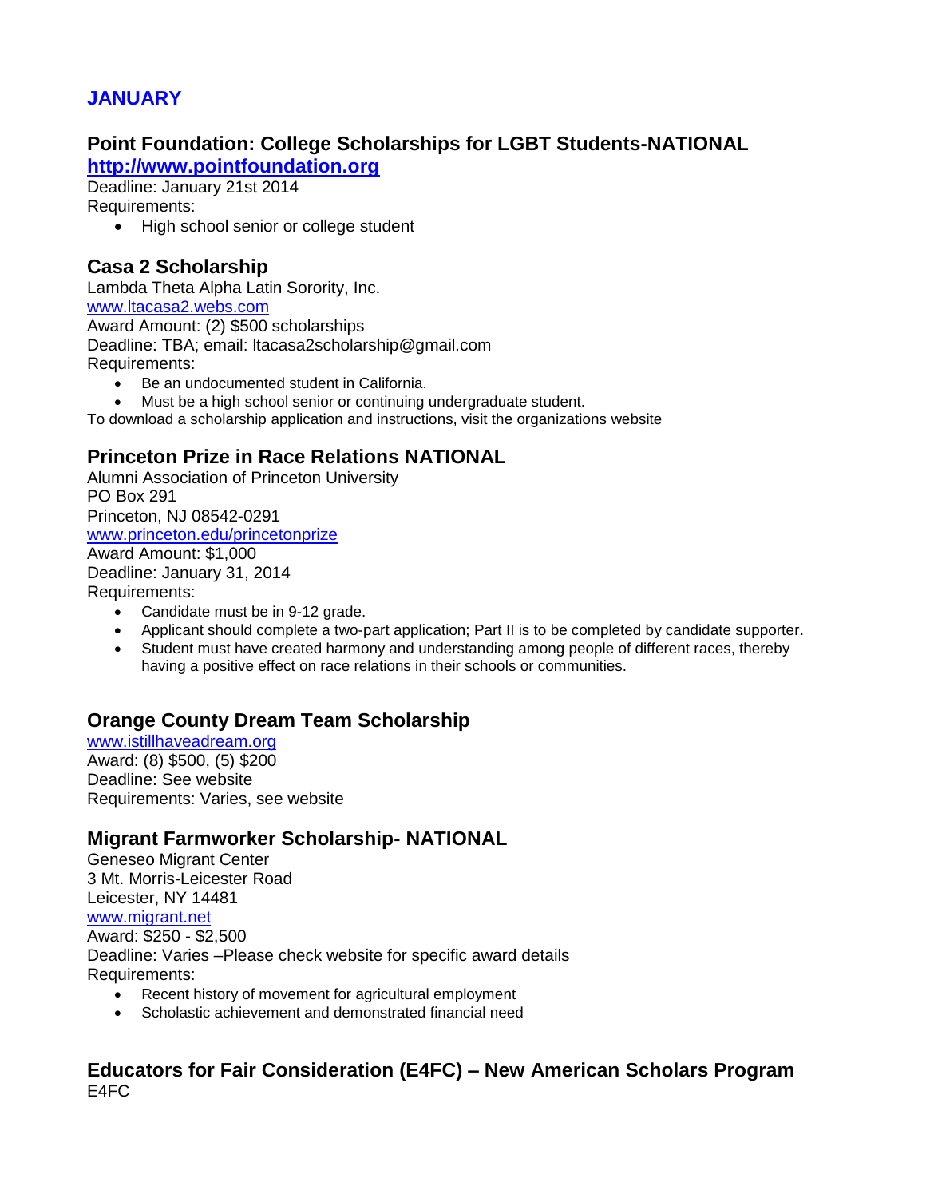## JANUARY

### Point Foundation: College Scholarships for LGBT Students-NATIONAL
**http://www.pointfoundation.org**

Deadline: January 21st 2014
Requirements:

- High school senior or college student

### Casa 2 Scholarship
Lambda Theta Alpha Latin Sorority, Inc.
www.ltacasa2.webs.com
Award Amount: (2) $500 scholarships
Deadline: TBA; email: ltacasa2scholarship@gmail.com
Requirements:

- Be an undocumented student in California.
- Must be a high school senior or continuing undergraduate student.

To download a scholarship application and instructions, visit the organizations website

### Princeton Prize in Race Relations NATIONAL
Alumni Association of Princeton University
PO Box 291
Princeton, NJ 08542-0291
www.princeton.edu/princetonprize
Award Amount: $1,000
Deadline: January 31, 2014
Requirements:

- Candidate must be in 9-12 grade.
- Applicant should complete a two-part application; Part II is to be completed by candidate supporter.
- Student must have created harmony and understanding among people of different races, thereby having a positive effect on race relations in their schools or communities.

### Orange County Dream Team Scholarship
www.istillhaveadream.org
Award: (8) $500, (5) $200
Deadline: See website
Requirements: Varies, see website

### Migrant Farmworker Scholarship- NATIONAL
Geneseo Migrant Center
3 Mt. Morris-Leicester Road
Leicester, NY 14481
www.migrant.net
Award: $250 - $2,500
Deadline: Varies –Please check website for specific award details
Requirements:

- Recent history of movement for agricultural employment
- Scholastic achievement and demonstrated financial need

### Educators for Fair Consideration (E4FC) – New American Scholars Program
E4FC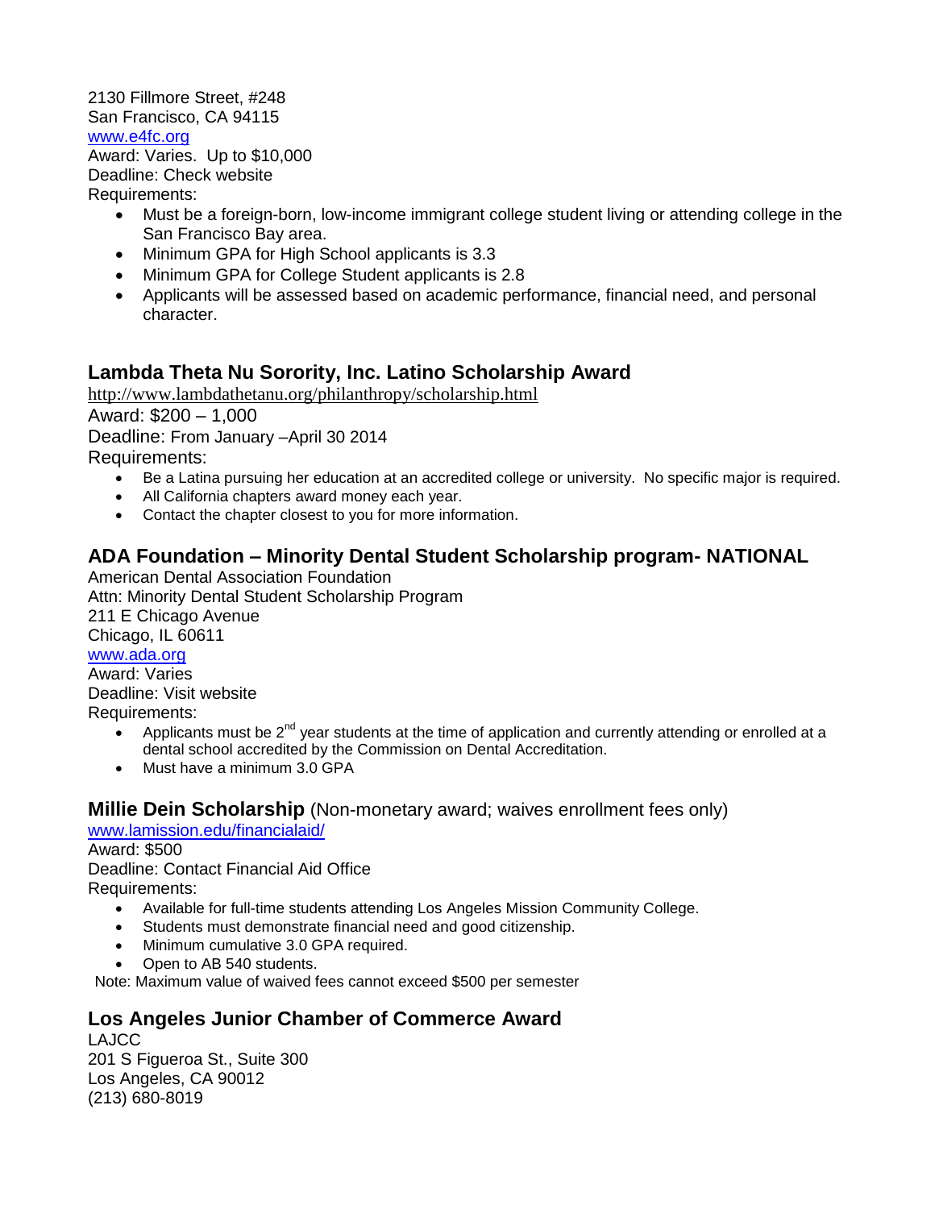2130 Fillmore Street, #248
San Francisco, CA 94115
www.e4fc.org
Award: Varies. Up to $10,000
Deadline: Check website
Requirements:

- Must be a foreign-born, low-income immigrant college student living or attending college in the San Francisco Bay area.
- Minimum GPA for High School applicants is 3.3
- Minimum GPA for College Student applicants is 2.8
- Applicants will be assessed based on academic performance, financial need, and personal character.

## Lambda Theta Nu Sorority, Inc. Latino Scholarship Award

http://www.lambdathetanu.org/philanthropy/scholarship.html
Award: $200 – 1,000
Deadline: From January –April 30 2014
Requirements:

- Be a Latina pursuing her education at an accredited college or university. No specific major is required.
- All California chapters award money each year.
- Contact the chapter closest to you for more information.

## ADA Foundation – Minority Dental Student Scholarship program- NATIONAL

American Dental Association Foundation
Attn: Minority Dental Student Scholarship Program
211 E Chicago Avenue
Chicago, IL 60611
www.ada.org
Award: Varies
Deadline: Visit website
Requirements:

- Applicants must be 2nd year students at the time of application and currently attending or enrolled at a dental school accredited by the Commission on Dental Accreditation.
- Must have a minimum 3.0 GPA

## Millie Dein Scholarship (Non-monetary award; waives enrollment fees only)

www.lamission.edu/financialaid/
Award: $500
Deadline: Contact Financial Aid Office
Requirements:

- Available for full-time students attending Los Angeles Mission Community College.
- Students must demonstrate financial need and good citizenship.
- Minimum cumulative 3.0 GPA required.
- Open to AB 540 students.

Note: Maximum value of waived fees cannot exceed $500 per semester

## Los Angeles Junior Chamber of Commerce Award

LAJCC
201 S Figueroa St., Suite 300
Los Angeles, CA 90012
(213) 680-8019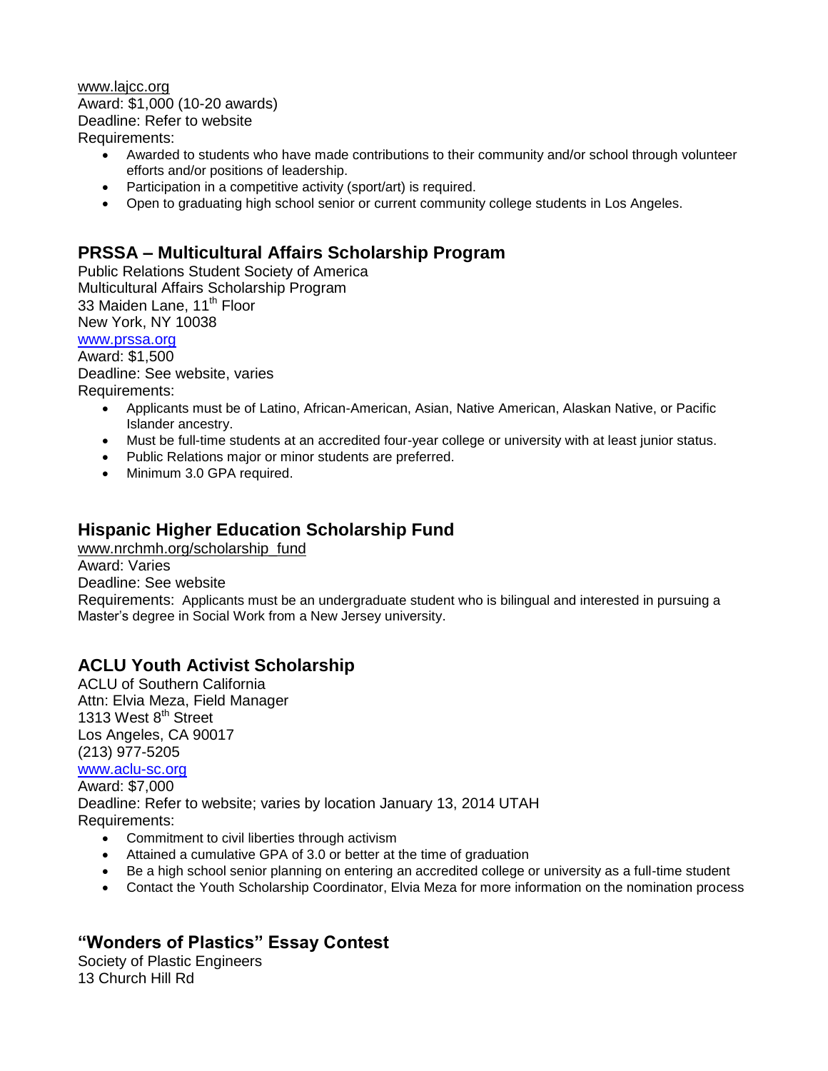www.lajcc.org
Award: $1,000 (10-20 awards)
Deadline: Refer to website
Requirements:

- Awarded to students who have made contributions to their community and/or school through volunteer efforts and/or positions of leadership.
- Participation in a competitive activity (sport/art) is required.
- Open to graduating high school senior or current community college students in Los Angeles.

## PRSSA – Multicultural Affairs Scholarship Program

Public Relations Student Society of America
Multicultural Affairs Scholarship Program
33 Maiden Lane, 11th Floor
New York, NY 10038
www.prssa.org
Award: $1,500
Deadline: See website, varies
Requirements:

- Applicants must be of Latino, African-American, Asian, Native American, Alaskan Native, or Pacific Islander ancestry.
- Must be full-time students at an accredited four-year college or university with at least junior status.
- Public Relations major or minor students are preferred.
- Minimum 3.0 GPA required.

## Hispanic Higher Education Scholarship Fund

www.nrchmh.org/scholarship_fund
Award: Varies
Deadline: See website
Requirements: Applicants must be an undergraduate student who is bilingual and interested in pursuing a Master's degree in Social Work from a New Jersey university.

## ACLU Youth Activist Scholarship

ACLU of Southern California
Attn: Elvia Meza, Field Manager
1313 West 8th Street
Los Angeles, CA 90017
(213) 977-5205
www.aclu-sc.org
Award: $7,000
Deadline: Refer to website; varies by location January 13, 2014 UTAH
Requirements:

- Commitment to civil liberties through activism
- Attained a cumulative GPA of 3.0 or better at the time of graduation
- Be a high school senior planning on entering an accredited college or university as a full-time student
- Contact the Youth Scholarship Coordinator, Elvia Meza for more information on the nomination process

## "Wonders of Plastics" Essay Contest

Society of Plastic Engineers
13 Church Hill Rd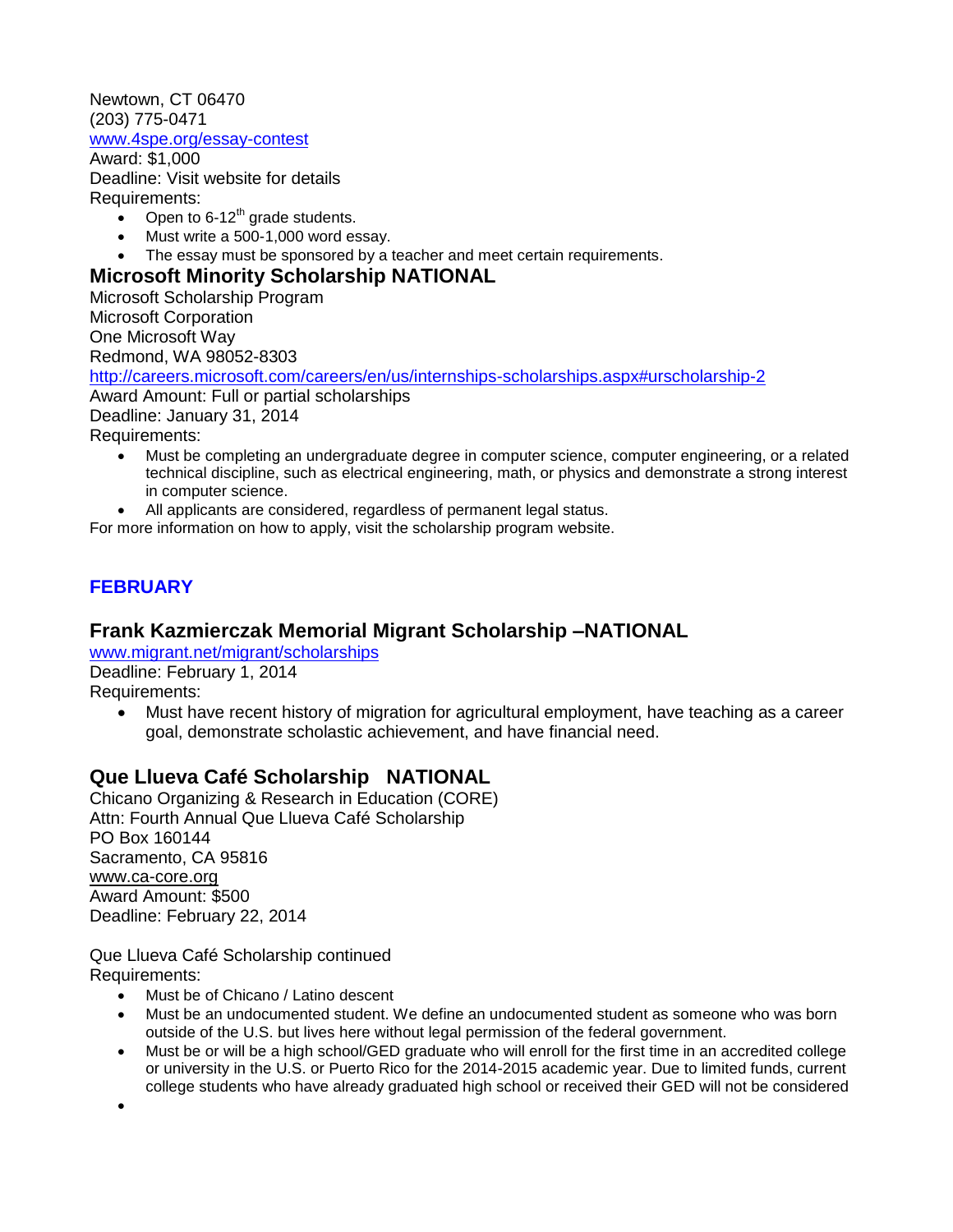Newtown, CT 06470
(203) 775-0471
[www.4spe.org/essay-contest](www.4spe.org/essay-contest)
Award: $1,000
Deadline: Visit website for details
Requirements:

- Open to 6-12th grade students.
- Must write a 500-1,000 word essay.
- The essay must be sponsored by a teacher and meet certain requirements.

## Microsoft Minority Scholarship NATIONAL

Microsoft Scholarship Program
Microsoft Corporation
One Microsoft Way
Redmond, WA 98052-8303
[http://careers.microsoft.com/careers/en/us/internships-scholarships.aspx#urscholarship-2](http://careers.microsoft.com/careers/en/us/internships-scholarships.aspx#urscholarship-2)
Award Amount: Full or partial scholarships
Deadline: January 31, 2014
Requirements:

- Must be completing an undergraduate degree in computer science, computer engineering, or a related technical discipline, such as electrical engineering, math, or physics and demonstrate a strong interest in computer science.
- All applicants are considered, regardless of permanent legal status.

For more information on how to apply, visit the scholarship program website.

# FEBRUARY

## Frank Kazmierczak Memorial Migrant Scholarship –NATIONAL

[www.migrant.net/migrant/scholarships](www.migrant.net/migrant/scholarships)
Deadline: February 1, 2014
Requirements:

- Must have recent history of migration for agricultural employment, have teaching as a career goal, demonstrate scholastic achievement, and have financial need.

## Que Llueva Café Scholarship NATIONAL

Chicano Organizing & Research in Education (CORE)
Attn: Fourth Annual Que Llueva Café Scholarship
PO Box 160144
Sacramento, CA 95816
www.ca-core.org
Award Amount: $500
Deadline: February 22, 2014

Que Llueva Café Scholarship continued
Requirements:

- Must be of Chicano / Latino descent
- Must be an undocumented student. We define an undocumented student as someone who was born outside of the U.S. but lives here without legal permission of the federal government.
- Must be or will be a high school/GED graduate who will enroll for the first time in an accredited college or university in the U.S. or Puerto Rico for the 2014-2015 academic year. Due to limited funds, current college students who have already graduated high school or received their GED will not be considered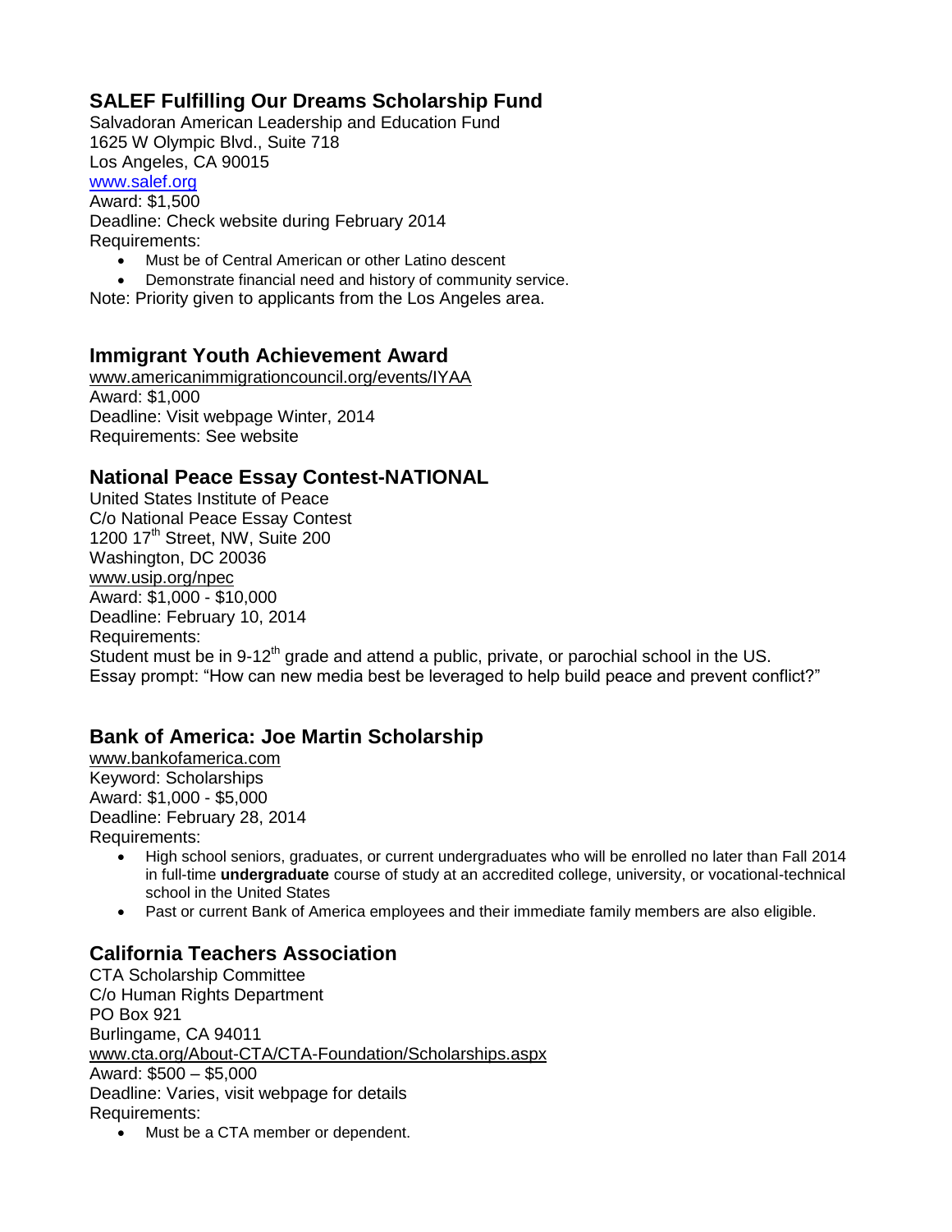## SALEF Fulfilling Our Dreams Scholarship Fund

Salvadoran American Leadership and Education Fund
1625 W Olympic Blvd., Suite 718
Los Angeles, CA 90015
www.salef.org
Award: $1,500
Deadline: Check website during February 2014
Requirements:

- Must be of Central American or other Latino descent
- Demonstrate financial need and history of community service.

Note: Priority given to applicants from the Los Angeles area.

## Immigrant Youth Achievement Award

www.americanimmigrationcouncil.org/events/IYAA
Award: $1,000
Deadline: Visit webpage Winter, 2014
Requirements: See website

## National Peace Essay Contest-NATIONAL

United States Institute of Peace
C/o National Peace Essay Contest
1200 17th Street, NW, Suite 200
Washington, DC 20036
www.usip.org/npec
Award: $1,000 - $10,000
Deadline: February 10, 2014
Requirements:
Student must be in 9-12th grade and attend a public, private, or parochial school in the US.
Essay prompt: "How can new media best be leveraged to help build peace and prevent conflict?"

## Bank of America: Joe Martin Scholarship

www.bankofamerica.com
Keyword: Scholarships
Award: $1,000 - $5,000
Deadline: February 28, 2014
Requirements:

- High school seniors, graduates, or current undergraduates who will be enrolled no later than Fall 2014 in full-time **undergraduate** course of study at an accredited college, university, or vocational-technical school in the United States
- Past or current Bank of America employees and their immediate family members are also eligible.

## California Teachers Association

CTA Scholarship Committee
C/o Human Rights Department
PO Box 921
Burlingame, CA 94011
www.cta.org/About-CTA/CTA-Foundation/Scholarships.aspx
Award: $500 – $5,000
Deadline: Varies, visit webpage for details
Requirements:

- Must be a CTA member or dependent.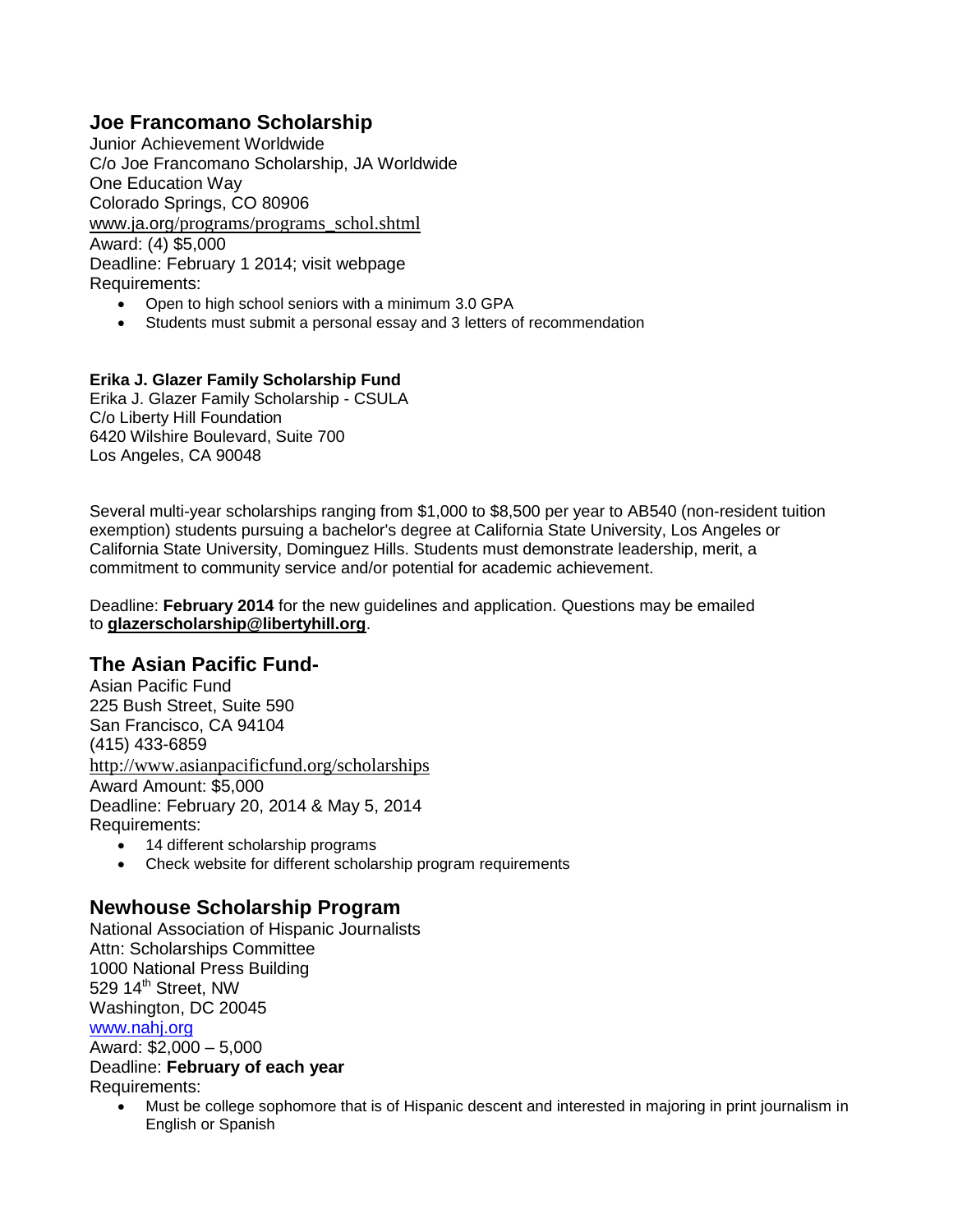## Joe Francomano Scholarship

Junior Achievement Worldwide
C/o Joe Francomano Scholarship, JA Worldwide
One Education Way
Colorado Springs, CO 80906
www.ja.org/programs/programs_schol.shtml
Award: (4) $5,000
Deadline: February 1 2014; visit webpage
Requirements:

- Open to high school seniors with a minimum 3.0 GPA
- Students must submit a personal essay and 3 letters of recommendation

**Erika J. Glazer Family Scholarship Fund**
Erika J. Glazer Family Scholarship - CSULA
C/o Liberty Hill Foundation
6420 Wilshire Boulevard, Suite 700
Los Angeles, CA 90048

Several multi-year scholarships ranging from $1,000 to $8,500 per year to AB540 (non-resident tuition exemption) students pursuing a bachelor's degree at California State University, Los Angeles or California State University, Dominguez Hills. Students must demonstrate leadership, merit, a commitment to community service and/or potential for academic achievement.

Deadline: **February 2014** for the new guidelines and application. Questions may be emailed to **glazerscholarship@libertyhill.org**.

## The Asian Pacific Fund-

Asian Pacific Fund
225 Bush Street, Suite 590
San Francisco, CA 94104
(415) 433-6859
http://www.asianpacificfund.org/scholarships
Award Amount: $5,000
Deadline: February 20, 2014 & May 5, 2014
Requirements:

- 14 different scholarship programs
- Check website for different scholarship program requirements

## Newhouse Scholarship Program

National Association of Hispanic Journalists
Attn: Scholarships Committee
1000 National Press Building
529 14th Street, NW
Washington, DC 20045
www.nahj.org
Award: $2,000 – 5,000
Deadline: **February of each year**
Requirements:

- Must be college sophomore that is of Hispanic descent and interested in majoring in print journalism in English or Spanish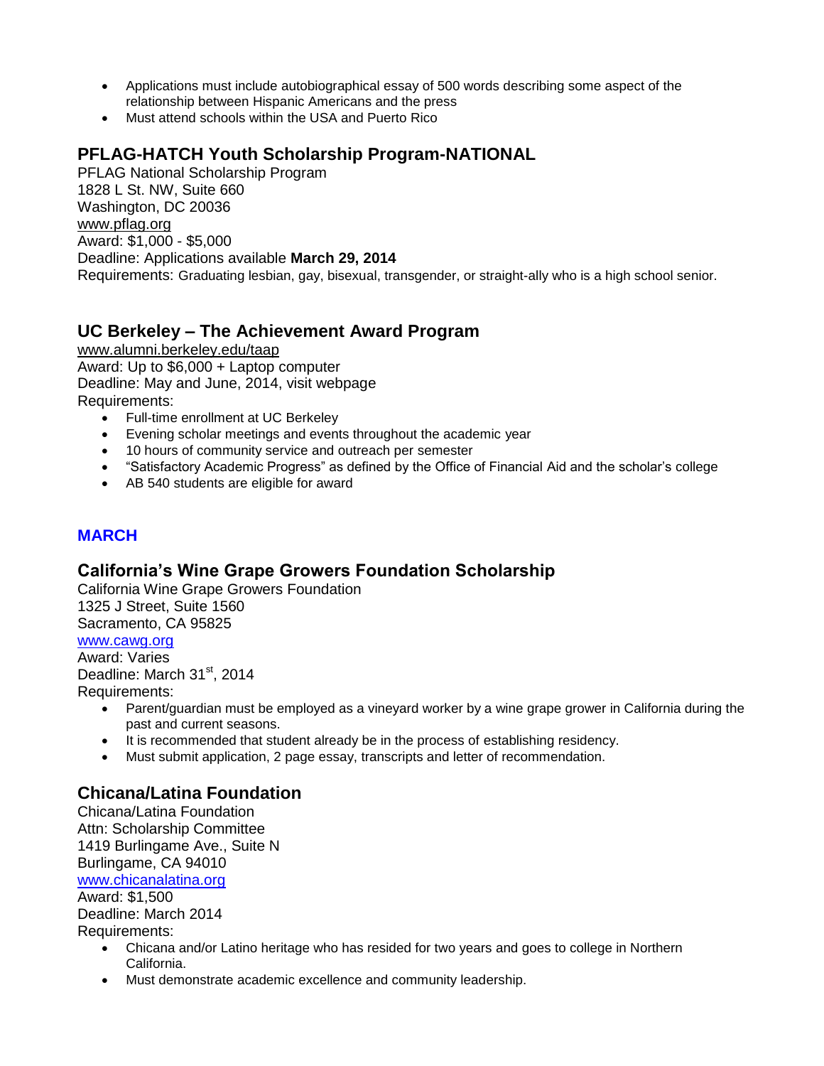- Applications must include autobiographical essay of 500 words describing some aspect of the relationship between Hispanic Americans and the press
- Must attend schools within the USA and Puerto Rico

### PFLAG-HATCH Youth Scholarship Program-NATIONAL

PFLAG National Scholarship Program
1828 L St. NW, Suite 660
Washington, DC 20036
www.pflag.org
Award: $1,000 - $5,000
Deadline: Applications available **March 29, 2014**
Requirements: Graduating lesbian, gay, bisexual, transgender, or straight-ally who is a high school senior.

### UC Berkeley – The Achievement Award Program

www.alumni.berkeley.edu/taap
Award: Up to $6,000 + Laptop computer
Deadline: May and June, 2014, visit webpage
Requirements:

- Full-time enrollment at UC Berkeley
- Evening scholar meetings and events throughout the academic year
- 10 hours of community service and outreach per semester
- "Satisfactory Academic Progress" as defined by the Office of Financial Aid and the scholar's college
- AB 540 students are eligible for award

## MARCH

### California's Wine Grape Growers Foundation Scholarship

California Wine Grape Growers Foundation
1325 J Street, Suite 1560
Sacramento, CA 95825
www.cawg.org
Award: Varies
Deadline: March 31st, 2014
Requirements:

- Parent/guardian must be employed as a vineyard worker by a wine grape grower in California during the past and current seasons.
- It is recommended that student already be in the process of establishing residency.
- Must submit application, 2 page essay, transcripts and letter of recommendation.

### Chicana/Latina Foundation

Chicana/Latina Foundation
Attn: Scholarship Committee
1419 Burlingame Ave., Suite N
Burlingame, CA 94010
www.chicanalatina.org
Award: $1,500
Deadline: March 2014
Requirements:

- Chicana and/or Latino heritage who has resided for two years and goes to college in Northern California.
- Must demonstrate academic excellence and community leadership.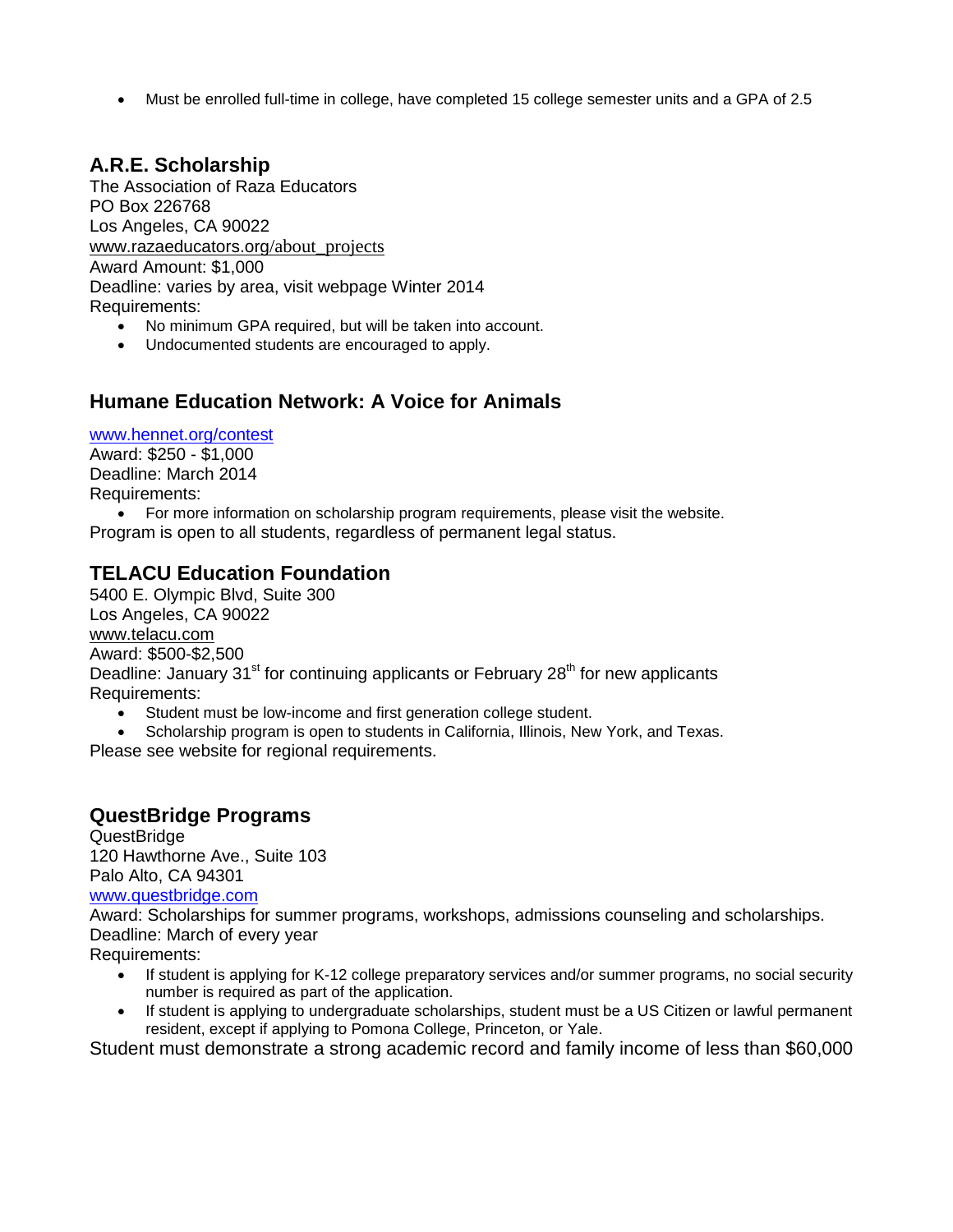- Must be enrolled full-time in college, have completed 15 college semester units and a GPA of 2.5

## A.R.E. Scholarship

The Association of Raza Educators
PO Box 226768
Los Angeles, CA 90022
www.razaeducators.org/about_projects
Award Amount: $1,000
Deadline: varies by area, visit webpage Winter 2014
Requirements:

- No minimum GPA required, but will be taken into account.
- Undocumented students are encouraged to apply.

## Humane Education Network: A Voice for Animals

www.hennet.org/contest
Award: $250 - $1,000
Deadline: March 2014
Requirements:

- For more information on scholarship program requirements, please visit the website.

Program is open to all students, regardless of permanent legal status.

## TELACU Education Foundation

5400 E. Olympic Blvd, Suite 300
Los Angeles, CA 90022
www.telacu.com
Award: $500-$2,500
Deadline: January 31st for continuing applicants or February 28th for new applicants
Requirements:

- Student must be low-income and first generation college student.
- Scholarship program is open to students in California, Illinois, New York, and Texas.

Please see website for regional requirements.

## QuestBridge Programs

QuestBridge
120 Hawthorne Ave., Suite 103
Palo Alto, CA 94301
www.questbridge.com
Award: Scholarships for summer programs, workshops, admissions counseling and scholarships.
Deadline: March of every year
Requirements:

- If student is applying for K-12 college preparatory services and/or summer programs, no social security number is required as part of the application.
- If student is applying to undergraduate scholarships, student must be a US Citizen or lawful permanent resident, except if applying to Pomona College, Princeton, or Yale.

Student must demonstrate a strong academic record and family income of less than $60,000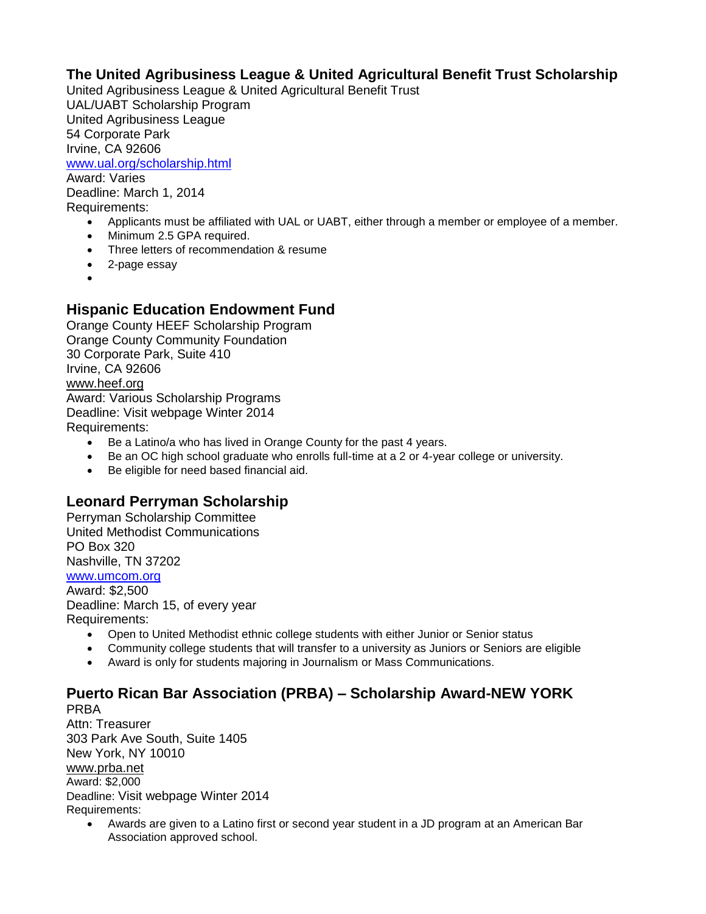### The United Agribusiness League & United Agricultural Benefit Trust Scholarship

United Agribusiness League & United Agricultural Benefit Trust
UAL/UABT Scholarship Program
United Agribusiness League
54 Corporate Park
Irvine, CA 92606
[www.ual.org/scholarship.html](http://www.ual.org/scholarship.html)
Award: Varies
Deadline: March 1, 2014
Requirements:

- Applicants must be affiliated with UAL or UABT, either through a member or employee of a member.
- Minimum 2.5 GPA required.
- Three letters of recommendation & resume
- 2-page essay

### Hispanic Education Endowment Fund

Orange County HEEF Scholarship Program
Orange County Community Foundation
30 Corporate Park, Suite 410
Irvine, CA 92606
[www.heef.org](http://www.heef.org)
Award: Various Scholarship Programs
Deadline: Visit webpage Winter 2014
Requirements:

- Be a Latino/a who has lived in Orange County for the past 4 years.
- Be an OC high school graduate who enrolls full-time at a 2 or 4-year college or university.
- Be eligible for need based financial aid.

### Leonard Perryman Scholarship

Perryman Scholarship Committee
United Methodist Communications
PO Box 320
Nashville, TN 37202
[www.umcom.org](http://www.umcom.org)
Award: $2,500
Deadline: March 15, of every year
Requirements:

- Open to United Methodist ethnic college students with either Junior or Senior status
- Community college students that will transfer to a university as Juniors or Seniors are eligible
- Award is only for students majoring in Journalism or Mass Communications.

### Puerto Rican Bar Association (PRBA) – Scholarship Award-NEW YORK

PRBA
Attn: Treasurer
303 Park Ave South, Suite 1405
New York, NY 10010
[www.prba.net](http://www.prba.net)
Award: $2,000
Deadline: Visit webpage Winter 2014
Requirements:

- Awards are given to a Latino first or second year student in a JD program at an American Bar Association approved school.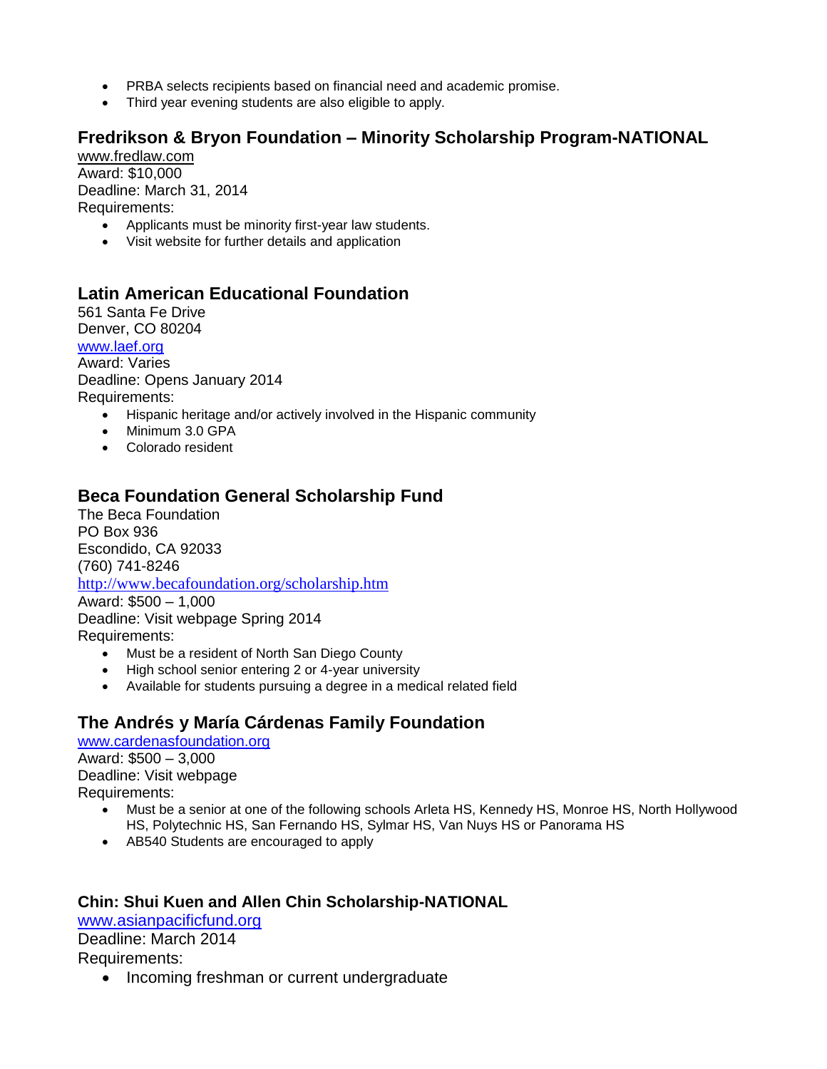- PRBA selects recipients based on financial need and academic promise.
- Third year evening students are also eligible to apply.

### Fredrikson & Bryon Foundation – Minority Scholarship Program-NATIONAL

www.fredlaw.com
Award: $10,000
Deadline: March 31, 2014
Requirements:

- Applicants must be minority first-year law students.
- Visit website for further details and application

### Latin American Educational Foundation

561 Santa Fe Drive
Denver, CO 80204
www.laef.org
Award: Varies
Deadline: Opens January 2014
Requirements:

- Hispanic heritage and/or actively involved in the Hispanic community
- Minimum 3.0 GPA
- Colorado resident

### Beca Foundation General Scholarship Fund

The Beca Foundation
PO Box 936
Escondido, CA 92033
(760) 741-8246
http://www.becafoundation.org/scholarship.htm
Award: $500 – 1,000
Deadline: Visit webpage Spring 2014
Requirements:

- Must be a resident of North San Diego County
- High school senior entering 2 or 4-year university
- Available for students pursuing a degree in a medical related field

### The Andrés y María Cárdenas Family Foundation

www.cardenasfoundation.org
Award: $500 – 3,000
Deadline: Visit webpage
Requirements:

- Must be a senior at one of the following schools Arleta HS, Kennedy HS, Monroe HS, North Hollywood HS, Polytechnic HS, San Fernando HS, Sylmar HS, Van Nuys HS or Panorama HS
- AB540 Students are encouraged to apply

### Chin: Shui Kuen and Allen Chin Scholarship-NATIONAL

www.asianpacificfund.org
Deadline: March 2014
Requirements:

- Incoming freshman or current undergraduate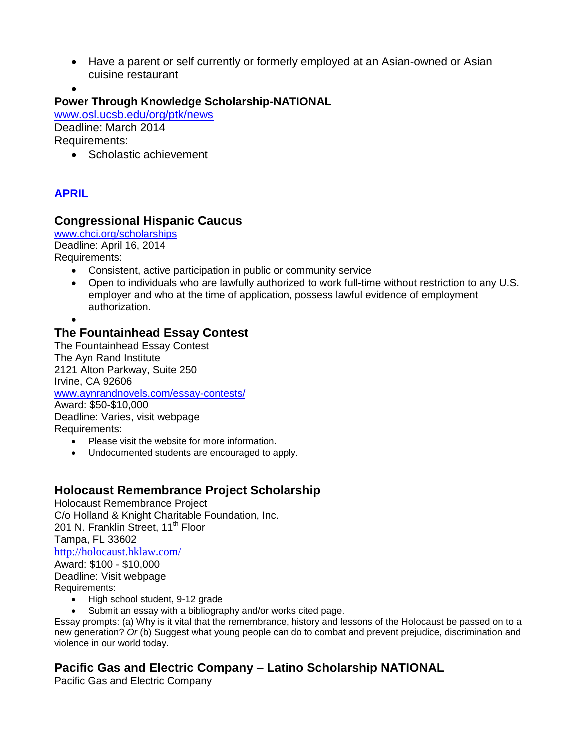- Have a parent or self currently or formerly employed at an Asian-owned or Asian cuisine restaurant
- 

### Power Through Knowledge Scholarship-NATIONAL

www.osl.ucsb.edu/org/ptk/news
Deadline: March 2014
Requirements:

- Scholastic achievement

## APRIL

### Congressional Hispanic Caucus

www.chci.org/scholarships
Deadline: April 16, 2014
Requirements:

- Consistent, active participation in public or community service
- Open to individuals who are lawfully authorized to work full-time without restriction to any U.S. employer and who at the time of application, possess lawful evidence of employment authorization.
- 

### The Fountainhead Essay Contest

The Fountainhead Essay Contest
The Ayn Rand Institute
2121 Alton Parkway, Suite 250
Irvine, CA 92606
www.aynrandnovels.com/essay-contests/
Award: $50-$10,000
Deadline: Varies, visit webpage
Requirements:

- Please visit the website for more information.
- Undocumented students are encouraged to apply.

### Holocaust Remembrance Project Scholarship

Holocaust Remembrance Project
C/o Holland & Knight Charitable Foundation, Inc.
201 N. Franklin Street, 11th Floor
Tampa, FL 33602
http://holocaust.hklaw.com/
Award: $100 - $10,000
Deadline: Visit webpage
Requirements:

- High school student, 9-12 grade
- Submit an essay with a bibliography and/or works cited page.

Essay prompts: (a) Why is it vital that the remembrance, history and lessons of the Holocaust be passed on to a new generation? *Or* (b) Suggest what young people can do to combat and prevent prejudice, discrimination and violence in our world today.

### Pacific Gas and Electric Company – Latino Scholarship NATIONAL

Pacific Gas and Electric Company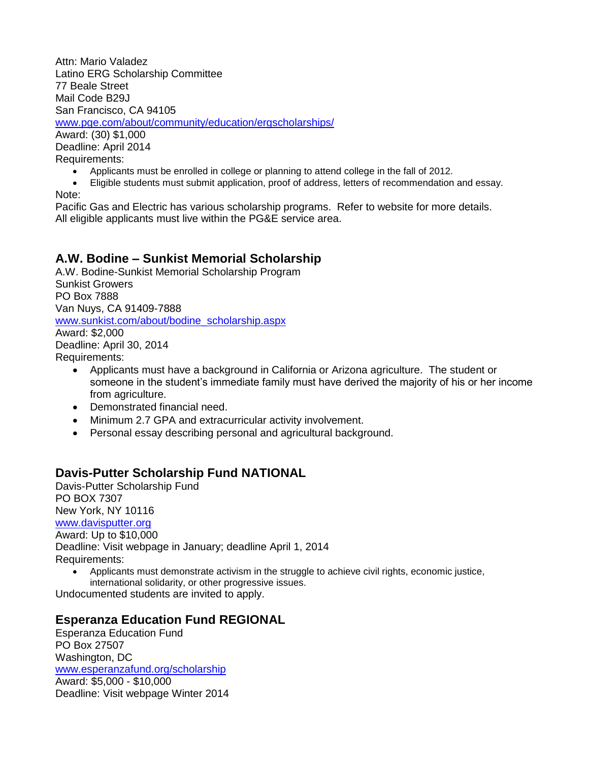Attn: Mario Valadez
Latino ERG Scholarship Committee
77 Beale Street
Mail Code B29J
San Francisco, CA 94105
[www.pge.com/about/community/education/ergscholarships/](http://www.pge.com/about/community/education/ergscholarships/)
Award: (30) $1,000
Deadline: April 2014
Requirements:

- Applicants must be enrolled in college or planning to attend college in the fall of 2012.
- Eligible students must submit application, proof of address, letters of recommendation and essay.

Note:
Pacific Gas and Electric has various scholarship programs. Refer to website for more details.
All eligible applicants must live within the PG&E service area.

## A.W. Bodine – Sunkist Memorial Scholarship

A.W. Bodine-Sunkist Memorial Scholarship Program
Sunkist Growers
PO Box 7888
Van Nuys, CA 91409-7888
[www.sunkist.com/about/bodine_scholarship.aspx](http://www.sunkist.com/about/bodine_scholarship.aspx)
Award: $2,000
Deadline: April 30, 2014
Requirements:

- Applicants must have a background in California or Arizona agriculture. The student or someone in the student's immediate family must have derived the majority of his or her income from agriculture.
- Demonstrated financial need.
- Minimum 2.7 GPA and extracurricular activity involvement.
- Personal essay describing personal and agricultural background.

## Davis-Putter Scholarship Fund NATIONAL

Davis-Putter Scholarship Fund
PO BOX 7307
New York, NY 10116
[www.davisputter.org](http://www.davisputter.org)
Award: Up to $10,000
Deadline: Visit webpage in January; deadline April 1, 2014
Requirements:

- Applicants must demonstrate activism in the struggle to achieve civil rights, economic justice, international solidarity, or other progressive issues.

Undocumented students are invited to apply.

## Esperanza Education Fund REGIONAL

Esperanza Education Fund
PO Box 27507
Washington, DC
[www.esperanzafund.org/scholarship](http://www.esperanzafund.org/scholarship)
Award: $5,000 - $10,000
Deadline: Visit webpage Winter 2014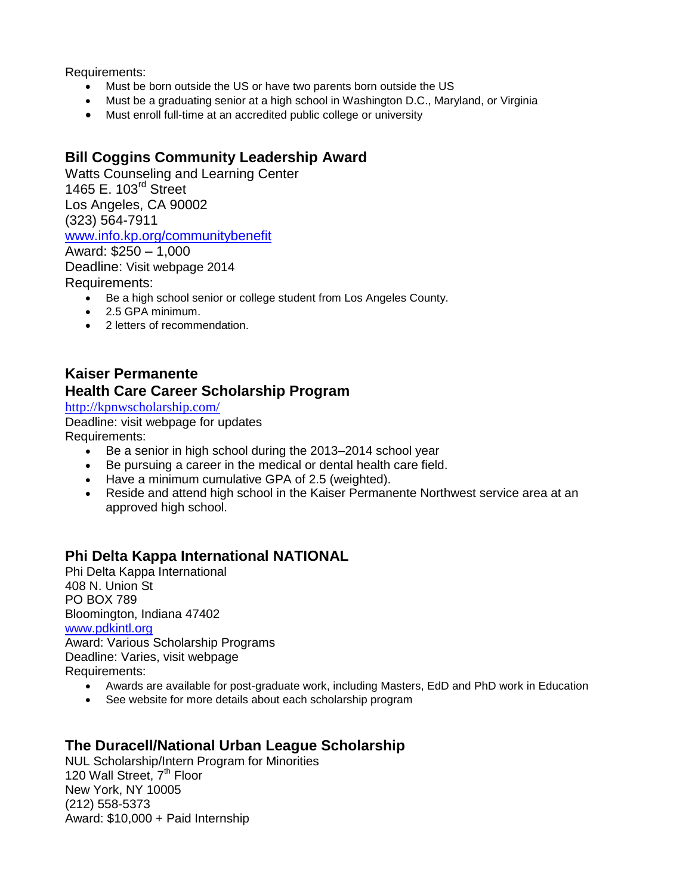Requirements:

- Must be born outside the US or have two parents born outside the US
- Must be a graduating senior at a high school in Washington D.C., Maryland, or Virginia
- Must enroll full-time at an accredited public college or university

## Bill Coggins Community Leadership Award

Watts Counseling and Learning Center
1465 E. 103rd Street
Los Angeles, CA 90002
(323) 564-7911
[www.info.kp.org/communitybenefit](http://www.info.kp.org/communitybenefit)
Award: $250 – 1,000
Deadline: Visit webpage 2014
Requirements:

- Be a high school senior or college student from Los Angeles County.
- 2.5 GPA minimum.
- 2 letters of recommendation.

## Kaiser Permanente Health Care Career Scholarship Program

[http://kpnwscholarship.com/](http://kpnwscholarship.com/)
Deadline: visit webpage for updates
Requirements:

- Be a senior in high school during the 2013–2014 school year
- Be pursuing a career in the medical or dental health care field.
- Have a minimum cumulative GPA of 2.5 (weighted).
- Reside and attend high school in the Kaiser Permanente Northwest service area at an approved high school.

## Phi Delta Kappa International NATIONAL

Phi Delta Kappa International
408 N. Union St
PO BOX 789
Bloomington, Indiana 47402
[www.pdkintl.org](http://www.pdkintl.org)
Award: Various Scholarship Programs
Deadline: Varies, visit webpage
Requirements:

- Awards are available for post-graduate work, including Masters, EdD and PhD work in Education
- See website for more details about each scholarship program

## The Duracell/National Urban League Scholarship

NUL Scholarship/Intern Program for Minorities
120 Wall Street, 7th Floor
New York, NY 10005
(212) 558-5373
Award: $10,000 + Paid Internship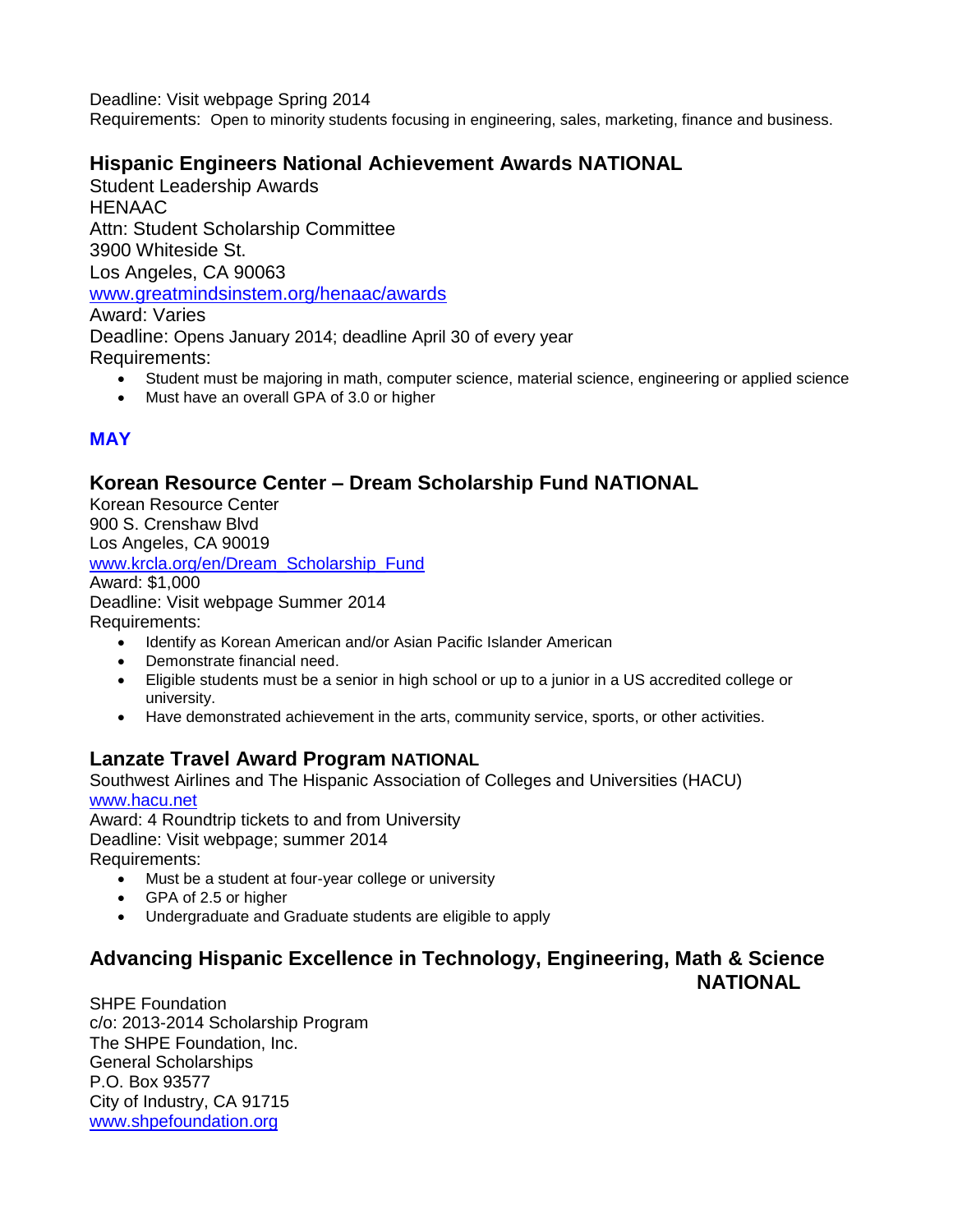Deadline: Visit webpage Spring 2014
Requirements: Open to minority students focusing in engineering, sales, marketing, finance and business.

### Hispanic Engineers National Achievement Awards NATIONAL

Student Leadership Awards
HENAAC
Attn: Student Scholarship Committee
3900 Whiteside St.
Los Angeles, CA 90063
www.greatmindsinstem.org/henaac/awards
Award: Varies
Deadline: Opens January 2014; deadline April 30 of every year
Requirements:

- Student must be majoring in math, computer science, material science, engineering or applied science
- Must have an overall GPA of 3.0 or higher

## MAY

### Korean Resource Center – Dream Scholarship Fund NATIONAL

Korean Resource Center
900 S. Crenshaw Blvd
Los Angeles, CA 90019
www.krcla.org/en/Dream_Scholarship_Fund
Award: $1,000
Deadline: Visit webpage Summer 2014
Requirements:

- Identify as Korean American and/or Asian Pacific Islander American
- Demonstrate financial need.
- Eligible students must be a senior in high school or up to a junior in a US accredited college or university.
- Have demonstrated achievement in the arts, community service, sports, or other activities.

### Lanzate Travel Award Program NATIONAL

Southwest Airlines and The Hispanic Association of Colleges and Universities (HACU)
www.hacu.net
Award: 4 Roundtrip tickets to and from University
Deadline: Visit webpage; summer 2014
Requirements:

- Must be a student at four-year college or university
- GPA of 2.5 or higher
- Undergraduate and Graduate students are eligible to apply

### Advancing Hispanic Excellence in Technology, Engineering, Math & Science NATIONAL

SHPE Foundation
c/o: 2013-2014 Scholarship Program
The SHPE Foundation, Inc.
General Scholarships
P.O. Box 93577
City of Industry, CA 91715
www.shpefoundation.org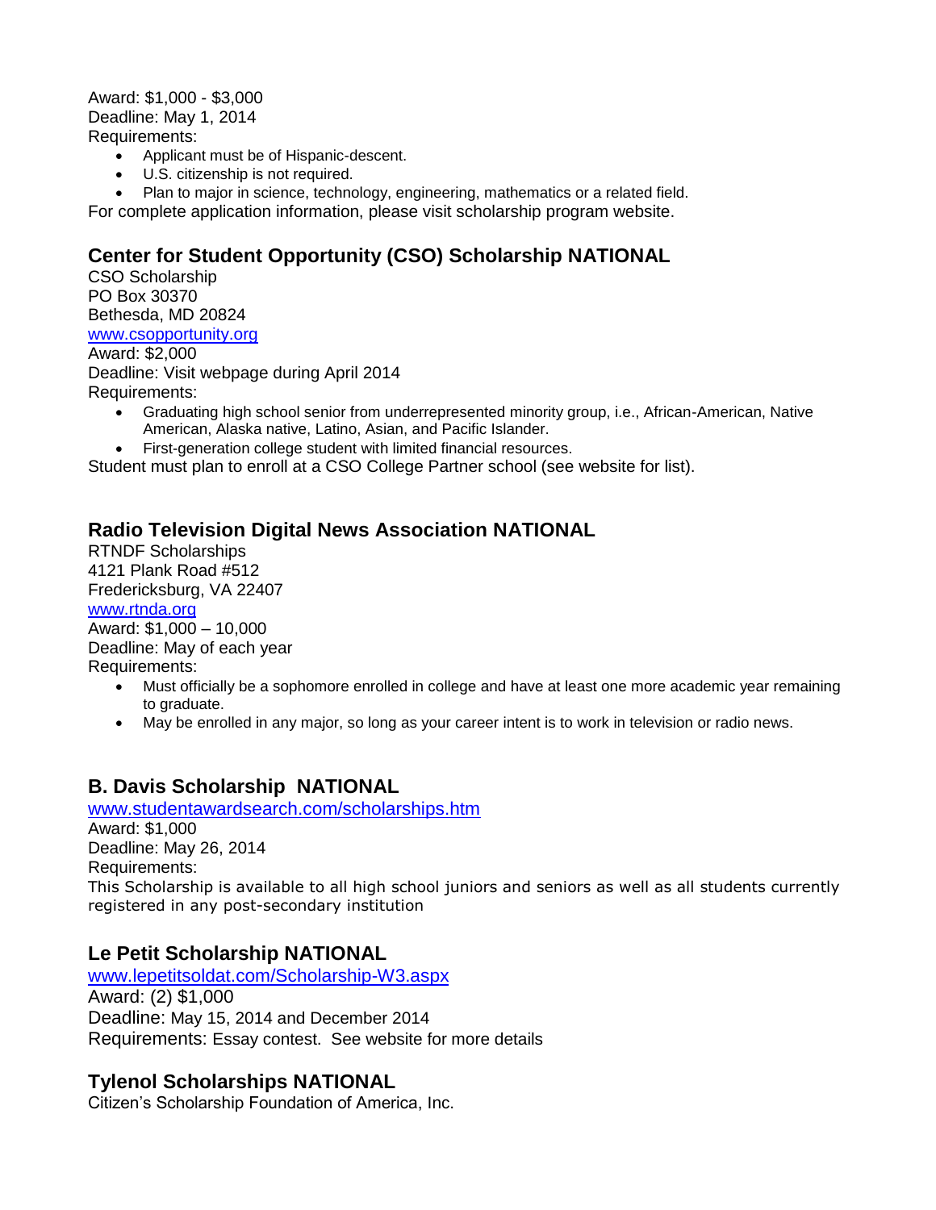Award: $1,000 - $3,000
Deadline: May 1, 2014
Requirements:

- Applicant must be of Hispanic-descent.
- U.S. citizenship is not required.
- Plan to major in science, technology, engineering, mathematics or a related field.

For complete application information, please visit scholarship program website.

## Center for Student Opportunity (CSO) Scholarship NATIONAL

CSO Scholarship
PO Box 30370
Bethesda, MD 20824
[www.csopportunity.org](http://www.csopportunity.org)
Award: $2,000
Deadline: Visit webpage during April 2014
Requirements:

- Graduating high school senior from underrepresented minority group, i.e., African-American, Native American, Alaska native, Latino, Asian, and Pacific Islander.
- First-generation college student with limited financial resources.

Student must plan to enroll at a CSO College Partner school (see website for list).

## Radio Television Digital News Association NATIONAL

RTNDF Scholarships
4121 Plank Road #512
Fredericksburg, VA 22407
[www.rtnda.org](http://www.rtnda.org)
Award: $1,000 – 10,000
Deadline: May of each year
Requirements:

- Must officially be a sophomore enrolled in college and have at least one more academic year remaining to graduate.
- May be enrolled in any major, so long as your career intent is to work in television or radio news.

## B. Davis Scholarship NATIONAL

[www.studentawardsearch.com/scholarships.htm](http://www.studentawardsearch.com/scholarships.htm)
Award: $1,000
Deadline: May 26, 2014
Requirements:
This Scholarship is available to all high school juniors and seniors as well as all students currently registered in any post-secondary institution

## Le Petit Scholarship NATIONAL

[www.lepetitsoldat.com/Scholarship-W3.aspx](http://www.lepetitsoldat.com/Scholarship-W3.aspx)
Award: (2) $1,000
Deadline: May 15, 2014 and December 2014
Requirements: Essay contest. See website for more details

## Tylenol Scholarships NATIONAL

Citizen's Scholarship Foundation of America, Inc.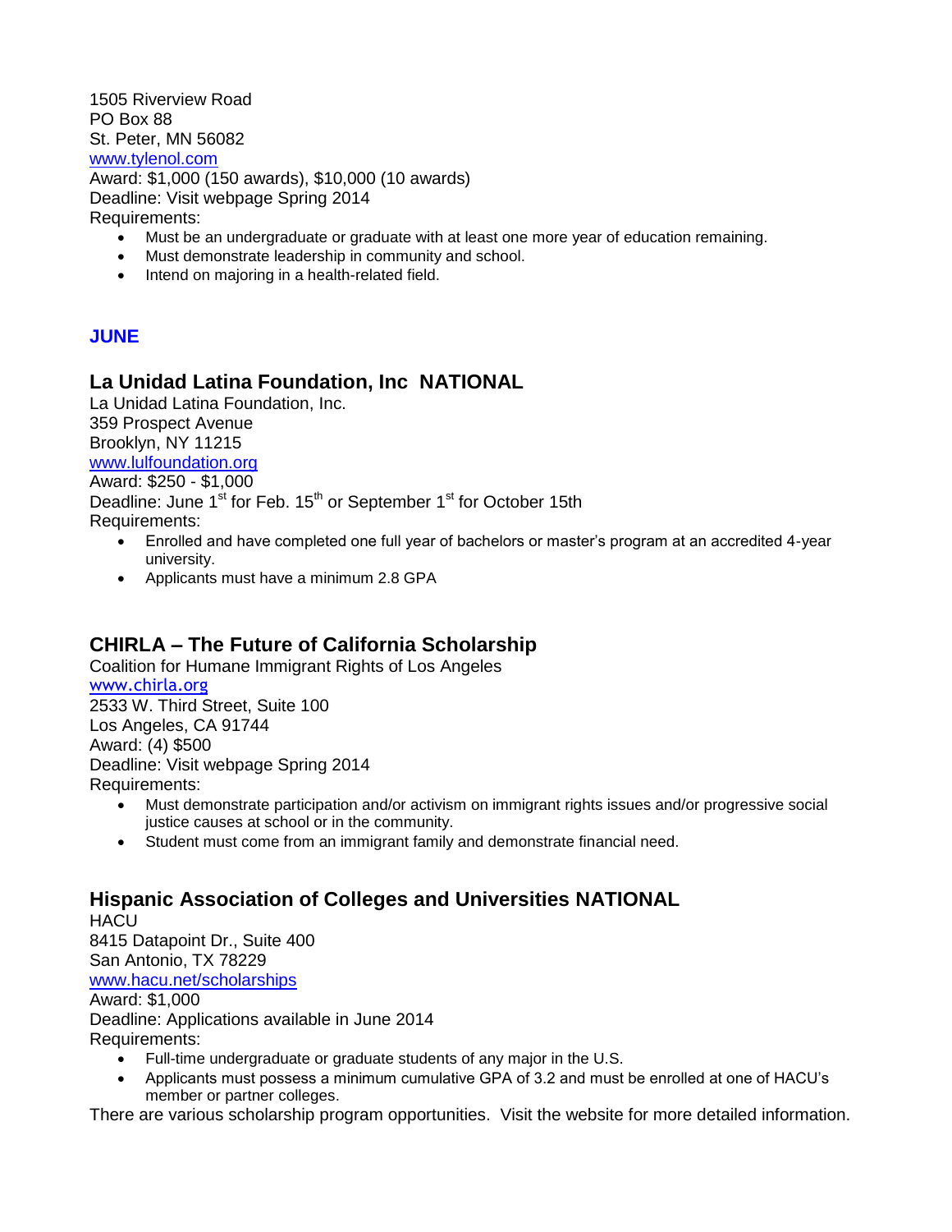1505 Riverview Road
PO Box 88
St. Peter, MN 56082
www.tylenol.com
Award: $1,000 (150 awards), $10,000 (10 awards)
Deadline: Visit webpage Spring 2014
Requirements:

- Must be an undergraduate or graduate with at least one more year of education remaining.
- Must demonstrate leadership in community and school.
- Intend on majoring in a health-related field.

## JUNE

### La Unidad Latina Foundation, Inc  NATIONAL

La Unidad Latina Foundation, Inc.
359 Prospect Avenue
Brooklyn, NY 11215
www.lulfoundation.org
Award: $250 - $1,000
Deadline: June 1st for Feb. 15th or September 1st for October 15th
Requirements:

- Enrolled and have completed one full year of bachelors or master's program at an accredited 4-year university.
- Applicants must have a minimum 2.8 GPA

### CHIRLA – The Future of California Scholarship

Coalition for Humane Immigrant Rights of Los Angeles
www.chirla.org
2533 W. Third Street, Suite 100
Los Angeles, CA 91744
Award: (4) $500
Deadline: Visit webpage Spring 2014
Requirements:

- Must demonstrate participation and/or activism on immigrant rights issues and/or progressive social justice causes at school or in the community.
- Student must come from an immigrant family and demonstrate financial need.

### Hispanic Association of Colleges and Universities NATIONAL

HACU
8415 Datapoint Dr., Suite 400
San Antonio, TX 78229
www.hacu.net/scholarships
Award: $1,000
Deadline: Applications available in June 2014
Requirements:

- Full-time undergraduate or graduate students of any major in the U.S.
- Applicants must possess a minimum cumulative GPA of 3.2 and must be enrolled at one of HACU's member or partner colleges.

There are various scholarship program opportunities.  Visit the website for more detailed information.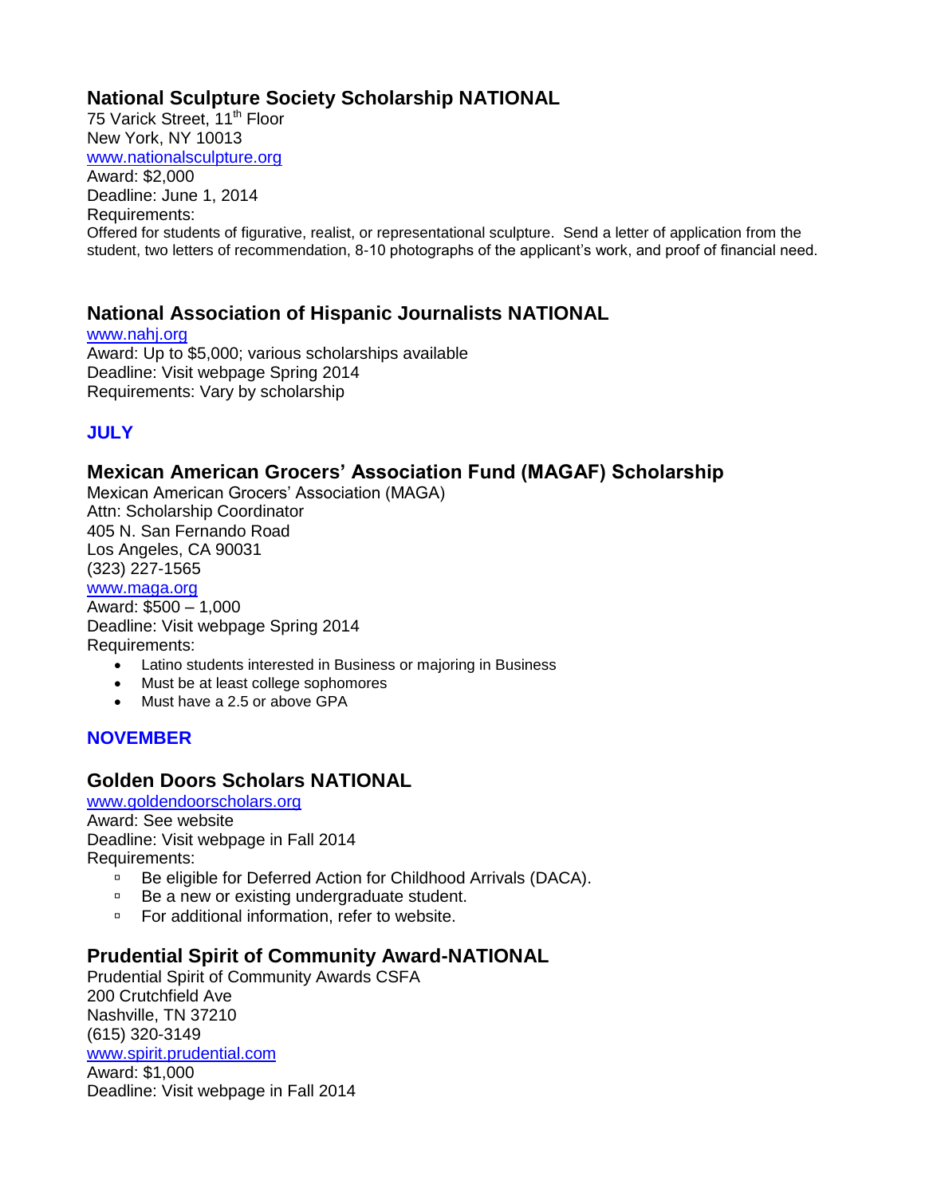## National Sculpture Society Scholarship NATIONAL

75 Varick Street, 11th Floor
New York, NY 10013
www.nationalsculpture.org
Award: $2,000
Deadline: June 1, 2014
Requirements:
Offered for students of figurative, realist, or representational sculpture. Send a letter of application from the student, two letters of recommendation, 8-10 photographs of the applicant's work, and proof of financial need.

## National Association of Hispanic Journalists NATIONAL

www.nahj.org
Award: Up to $5,000; various scholarships available
Deadline: Visit webpage Spring 2014
Requirements: Vary by scholarship

### JULY

## Mexican American Grocers' Association Fund (MAGAF) Scholarship

Mexican American Grocers' Association (MAGA)
Attn: Scholarship Coordinator
405 N. San Fernando Road
Los Angeles, CA 90031
(323) 227-1565
www.maga.org
Award: $500 – 1,000
Deadline: Visit webpage Spring 2014
Requirements:

- Latino students interested in Business or majoring in Business
- Must be at least college sophomores
- Must have a 2.5 or above GPA

### NOVEMBER

## Golden Doors Scholars NATIONAL

www.goldendoorscholars.org
Award: See website
Deadline: Visit webpage in Fall 2014
Requirements:

- Be eligible for Deferred Action for Childhood Arrivals (DACA).
- Be a new or existing undergraduate student.
- For additional information, refer to website.

## Prudential Spirit of Community Award-NATIONAL

Prudential Spirit of Community Awards CSFA
200 Crutchfield Ave
Nashville, TN 37210
(615) 320-3149
www.spirit.prudential.com
Award: $1,000
Deadline: Visit webpage in Fall 2014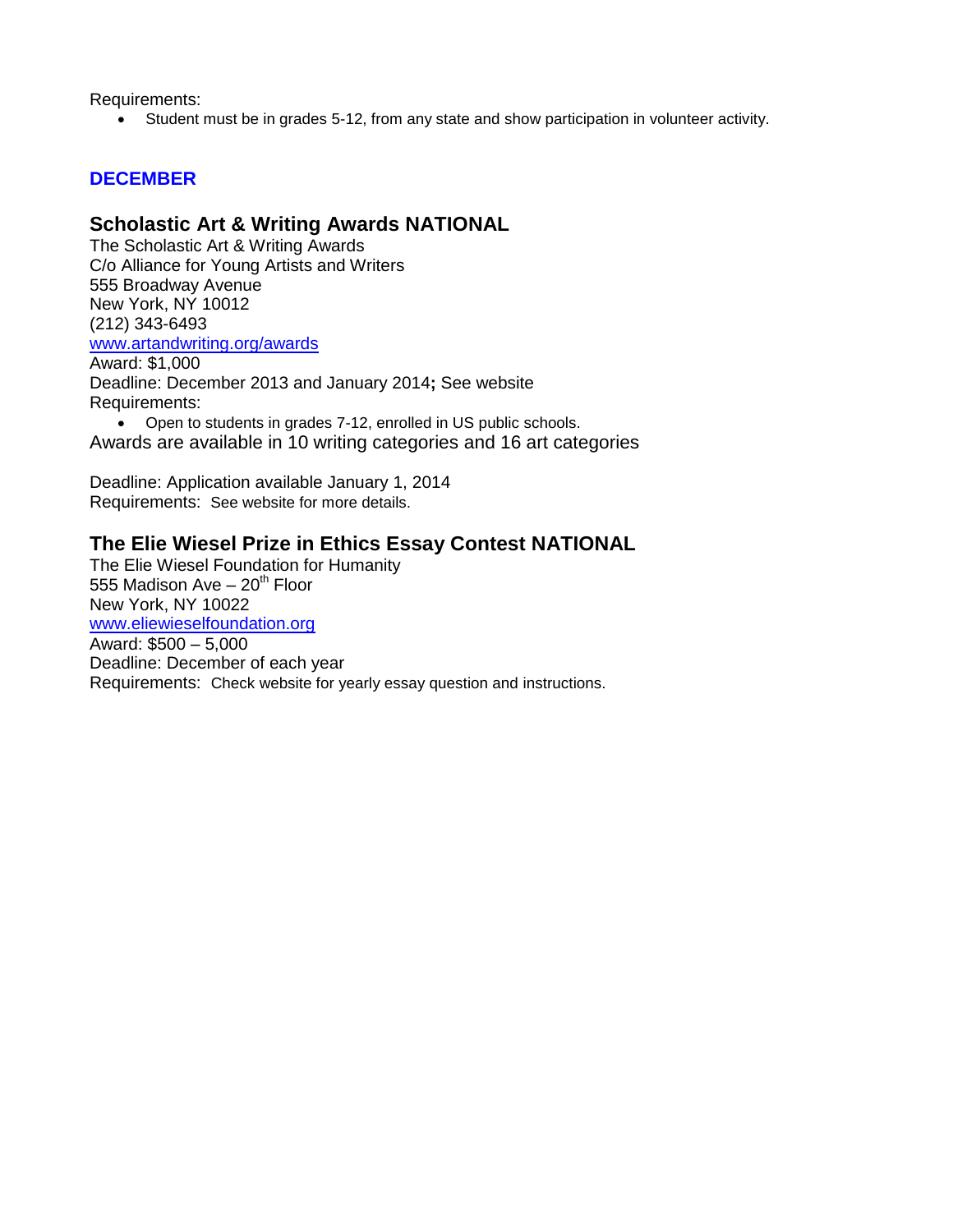Requirements:

- Student must be in grades 5-12, from any state and show participation in volunteer activity.

## DECEMBER

### Scholastic Art & Writing Awards NATIONAL

The Scholastic Art & Writing Awards
C/o Alliance for Young Artists and Writers
555 Broadway Avenue
New York, NY 10012
(212) 343-6493
[www.artandwriting.org/awards](http://www.artandwriting.org/awards)
Award: $1,000
Deadline: December 2013 and January 2014**;** See website
Requirements:

- Open to students in grades 7-12, enrolled in US public schools.

Awards are available in 10 writing categories and 16 art categories

Deadline: Application available January 1, 2014
Requirements: See website for more details.

### The Elie Wiesel Prize in Ethics Essay Contest NATIONAL

The Elie Wiesel Foundation for Humanity
555 Madison Ave – 20th Floor
New York, NY 10022
[www.eliewieselfoundation.org](http://www.eliewieselfoundation.org)
Award: $500 – 5,000
Deadline: December of each year
Requirements: Check website for yearly essay question and instructions.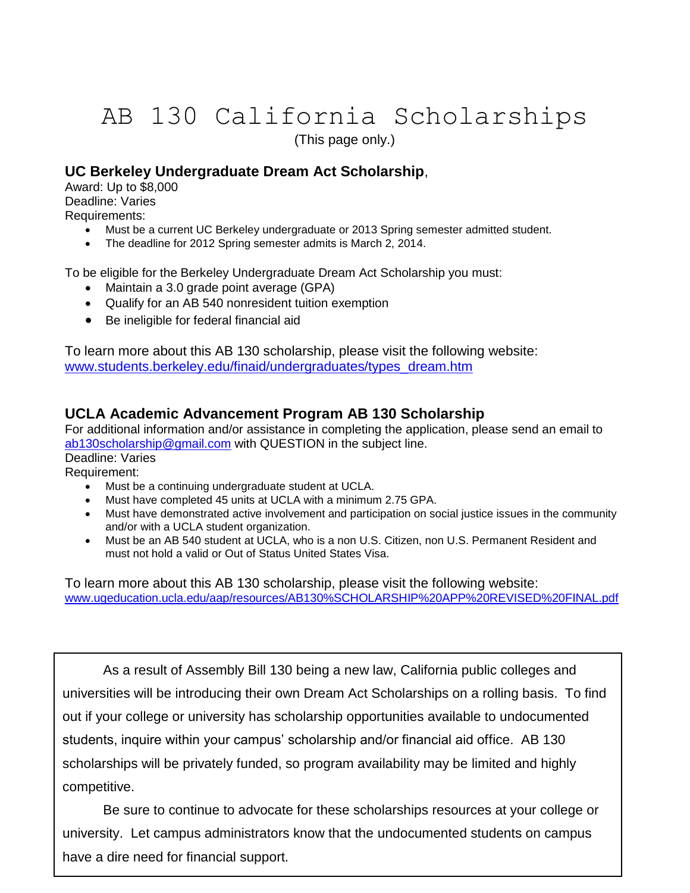# AB 130 California Scholarships

(This page only.)

## UC Berkeley Undergraduate Dream Act Scholarship,

Award: Up to $8,000
Deadline: Varies
Requirements:

- Must be a current UC Berkeley undergraduate or 2013 Spring semester admitted student.
- The deadline for 2012 Spring semester admits is March 2, 2014.

To be eligible for the Berkeley Undergraduate Dream Act Scholarship you must:

- Maintain a 3.0 grade point average (GPA)
- Qualify for an AB 540 nonresident tuition exemption
- Be ineligible for federal financial aid

To learn more about this AB 130 scholarship, please visit the following website:
www.students.berkeley.edu/finaid/undergraduates/types_dream.htm

## UCLA Academic Advancement Program AB 130 Scholarship

For additional information and/or assistance in completing the application, please send an email to ab130scholarship@gmail.com with QUESTION in the subject line.
Deadline: Varies
Requirement:

- Must be a continuing undergraduate student at UCLA.
- Must have completed 45 units at UCLA with a minimum 2.75 GPA.
- Must have demonstrated active involvement and participation on social justice issues in the community and/or with a UCLA student organization.
- Must be an AB 540 student at UCLA, who is a non U.S. Citizen, non U.S. Permanent Resident and must not hold a valid or Out of Status United States Visa.

To learn more about this AB 130 scholarship, please visit the following website:
www.ugeducation.ucla.edu/aap/resources/AB130%SCHOLARSHIP%20APP%20REVISED%20FINAL.pdf

As a result of Assembly Bill 130 being a new law, California public colleges and universities will be introducing their own Dream Act Scholarships on a rolling basis. To find out if your college or university has scholarship opportunities available to undocumented students, inquire within your campus' scholarship and/or financial aid office. AB 130 scholarships will be privately funded, so program availability may be limited and highly competitive.

Be sure to continue to advocate for these scholarships resources at your college or university. Let campus administrators know that the undocumented students on campus have a dire need for financial support.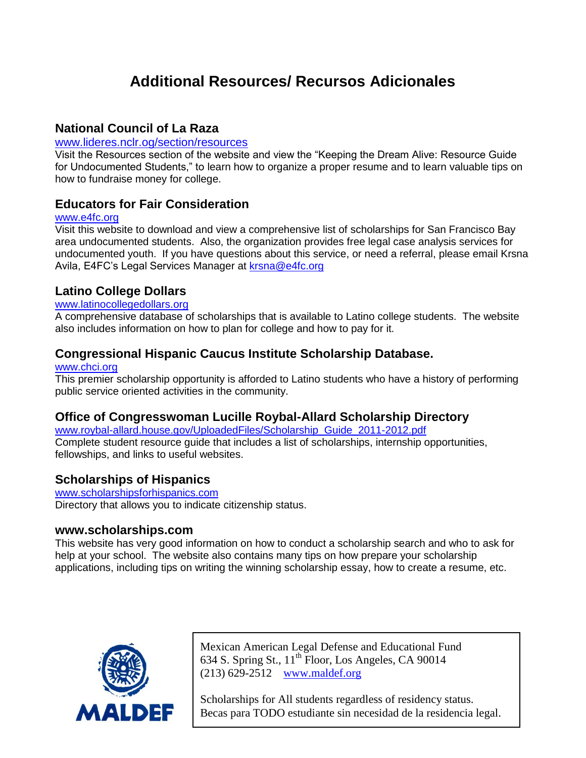# Additional Resources/ Recursos Adicionales

## National Council of La Raza

www.lideres.nclr.og/section/resources

Visit the Resources section of the website and view the "Keeping the Dream Alive: Resource Guide for Undocumented Students," to learn how to organize a proper resume and to learn valuable tips on how to fundraise money for college.

## Educators for Fair Consideration

www.e4fc.org

Visit this website to download and view a comprehensive list of scholarships for San Francisco Bay area undocumented students. Also, the organization provides free legal case analysis services for undocumented youth. If you have questions about this service, or need a referral, please email Krsna Avila, E4FC's Legal Services Manager at krsna@e4fc.org

## Latino College Dollars

www.latinocollegedollars.org

A comprehensive database of scholarships that is available to Latino college students. The website also includes information on how to plan for college and how to pay for it.

## Congressional Hispanic Caucus Institute Scholarship Database.

www.chci.org

This premier scholarship opportunity is afforded to Latino students who have a history of performing public service oriented activities in the community.

## Office of Congresswoman Lucille Roybal-Allard Scholarship Directory

www.roybal-allard.house.gov/UploadedFiles/Scholarship_Guide_2011-2012.pdf

Complete student resource guide that includes a list of scholarships, internship opportunities, fellowships, and links to useful websites.

## Scholarships of Hispanics

www.scholarshipsforhispanics.com

Directory that allows you to indicate citizenship status.

## www.scholarships.com

This website has very good information on how to conduct a scholarship search and who to ask for help at your school. The website also contains many tips on how prepare your scholarship applications, including tips on writing the winning scholarship essay, how to create a resume, etc.

MALDEF

Mexican American Legal Defense and Educational Fund
634 S. Spring St., 11th Floor, Los Angeles, CA 90014
(213) 629-2512 www.maldef.org

Scholarships for All students regardless of residency status.
Becas para TODO estudiante sin necesidad de la residencia legal.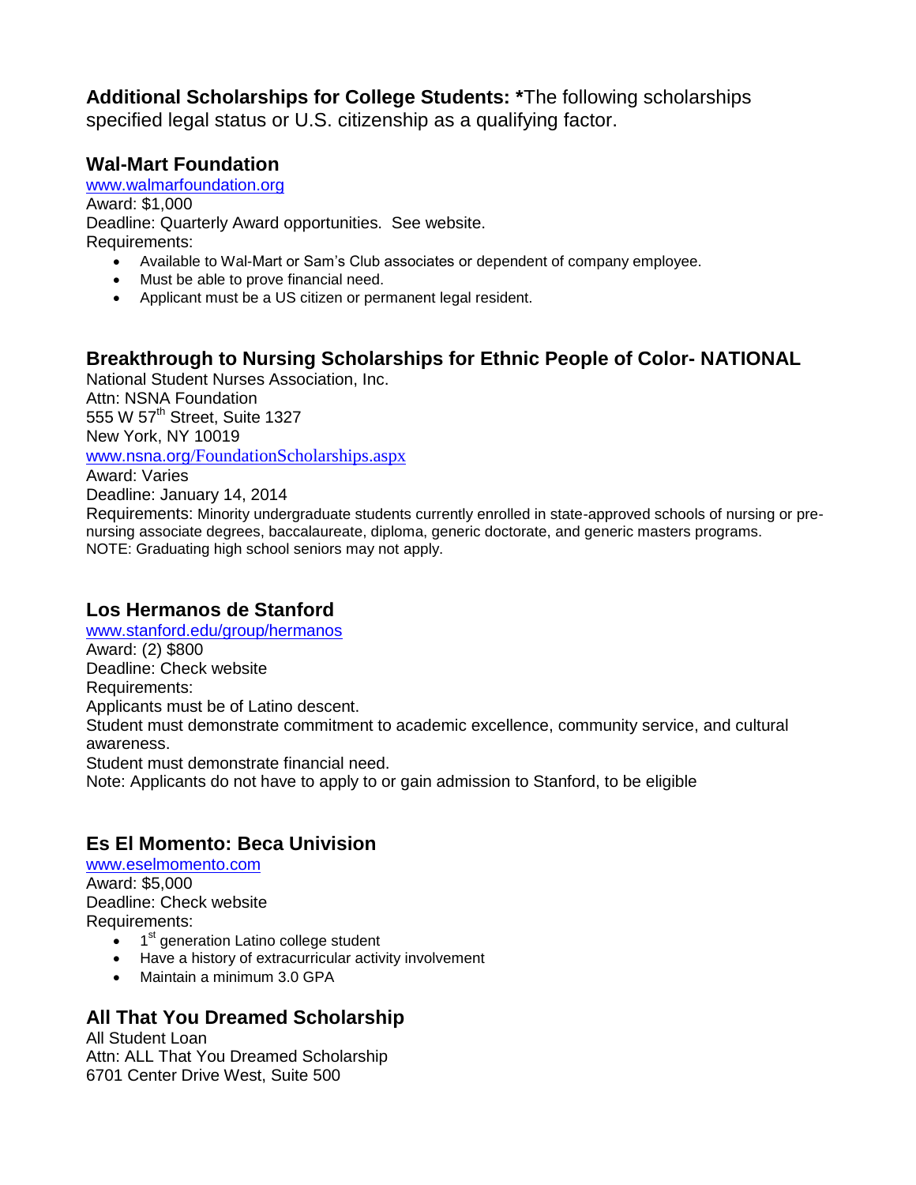**Additional Scholarships for College Students: ***The following scholarships specified legal status or U.S. citizenship as a qualifying factor.

### Wal-Mart Foundation

www.walmarfoundation.org
Award: $1,000
Deadline: Quarterly Award opportunities. See website.
Requirements:

- Available to Wal-Mart or Sam's Club associates or dependent of company employee.
- Must be able to prove financial need.
- Applicant must be a US citizen or permanent legal resident.

### Breakthrough to Nursing Scholarships for Ethnic People of Color- NATIONAL

National Student Nurses Association, Inc.
Attn: NSNA Foundation
555 W 57th Street, Suite 1327
New York, NY 10019
www.nsna.org/FoundationScholarships.aspx
Award: Varies
Deadline: January 14, 2014
Requirements: Minority undergraduate students currently enrolled in state-approved schools of nursing or pre-nursing associate degrees, baccalaureate, diploma, generic doctorate, and generic masters programs.
NOTE: Graduating high school seniors may not apply.

### Los Hermanos de Stanford

www.stanford.edu/group/hermanos
Award: (2) $800
Deadline: Check website
Requirements:
Applicants must be of Latino descent.
Student must demonstrate commitment to academic excellence, community service, and cultural awareness.
Student must demonstrate financial need.
Note: Applicants do not have to apply to or gain admission to Stanford, to be eligible

### Es El Momento: Beca Univision

www.eselmomento.com
Award: $5,000
Deadline: Check website
Requirements:

- 1st generation Latino college student
- Have a history of extracurricular activity involvement
- Maintain a minimum 3.0 GPA

### All That You Dreamed Scholarship

All Student Loan
Attn: ALL That You Dreamed Scholarship
6701 Center Drive West, Suite 500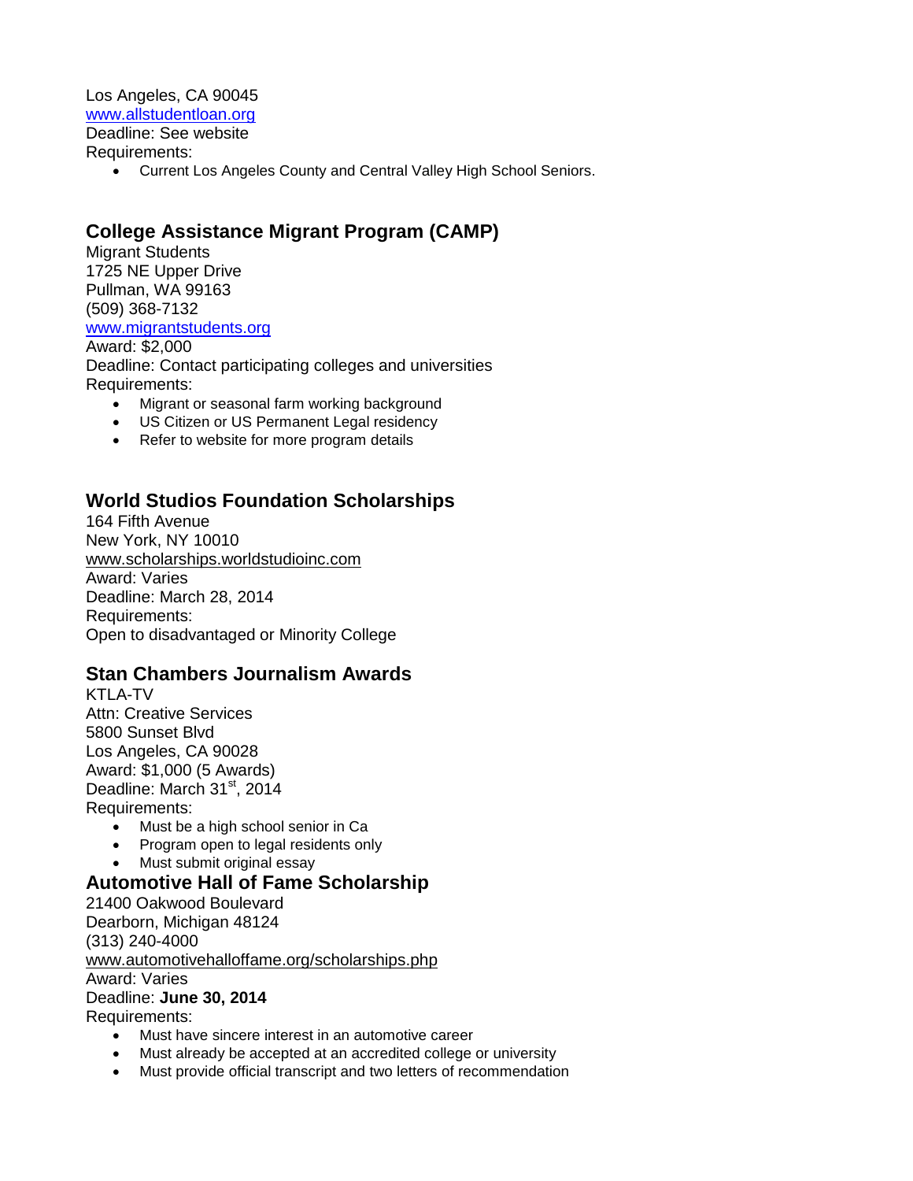Los Angeles, CA 90045
www.allstudentloan.org
Deadline: See website
Requirements:

- Current Los Angeles County and Central Valley High School Seniors.

## College Assistance Migrant Program (CAMP)

Migrant Students
1725 NE Upper Drive
Pullman, WA 99163
(509) 368-7132
www.migrantstudents.org
Award: $2,000
Deadline: Contact participating colleges and universities
Requirements:

- Migrant or seasonal farm working background
- US Citizen or US Permanent Legal residency
- Refer to website for more program details

## World Studios Foundation Scholarships

164 Fifth Avenue
New York, NY 10010
www.scholarships.worldstudioinc.com
Award: Varies
Deadline: March 28, 2014
Requirements:
Open to disadvantaged or Minority College

## Stan Chambers Journalism Awards

KTLA-TV
Attn: Creative Services
5800 Sunset Blvd
Los Angeles, CA 90028
Award: $1,000 (5 Awards)
Deadline: March 31st, 2014
Requirements:

- Must be a high school senior in Ca
- Program open to legal residents only
- Must submit original essay

## Automotive Hall of Fame Scholarship

21400 Oakwood Boulevard
Dearborn, Michigan 48124
(313) 240-4000
www.automotivehalloffame.org/scholarships.php
Award: Varies
Deadline: **June 30, 2014**
Requirements:

- Must have sincere interest in an automotive career
- Must already be accepted at an accredited college or university
- Must provide official transcript and two letters of recommendation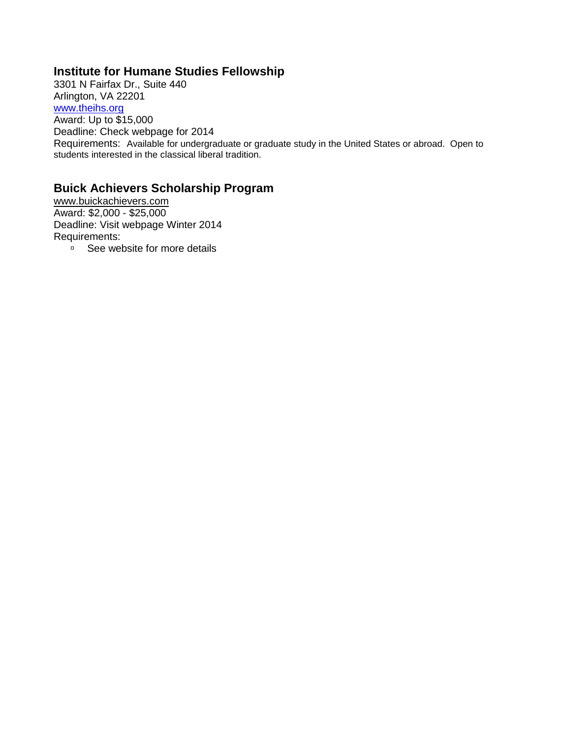### Institute for Humane Studies Fellowship

3301 N Fairfax Dr., Suite 440
Arlington, VA 22201
www.theihs.org
Award: Up to $15,000
Deadline: Check webpage for 2014
Requirements: Available for undergraduate or graduate study in the United States or abroad. Open to students interested in the classical liberal tradition.

### Buick Achievers Scholarship Program

www.buickachievers.com
Award: $2,000 - $25,000
Deadline: Visit webpage Winter 2014
Requirements:

- See website for more details